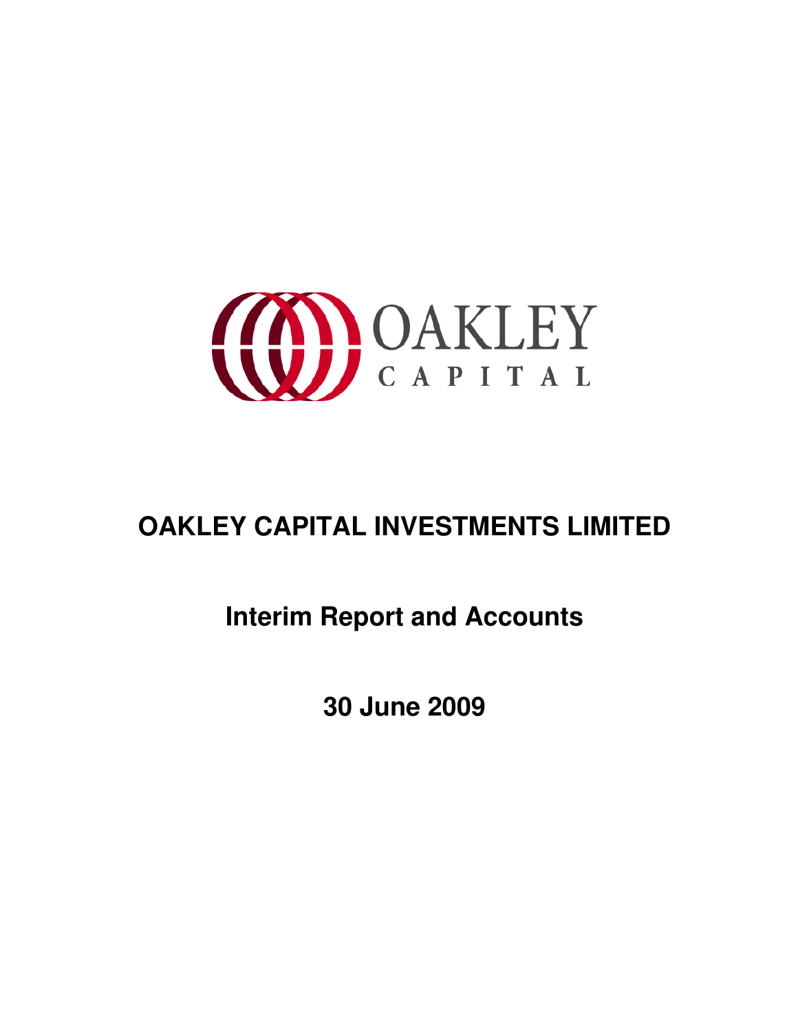OAKLEY
CAPITAL

# OAKLEY CAPITAL INVESTMENTS LIMITED

## Interim Report and Accounts

## 30 June 2009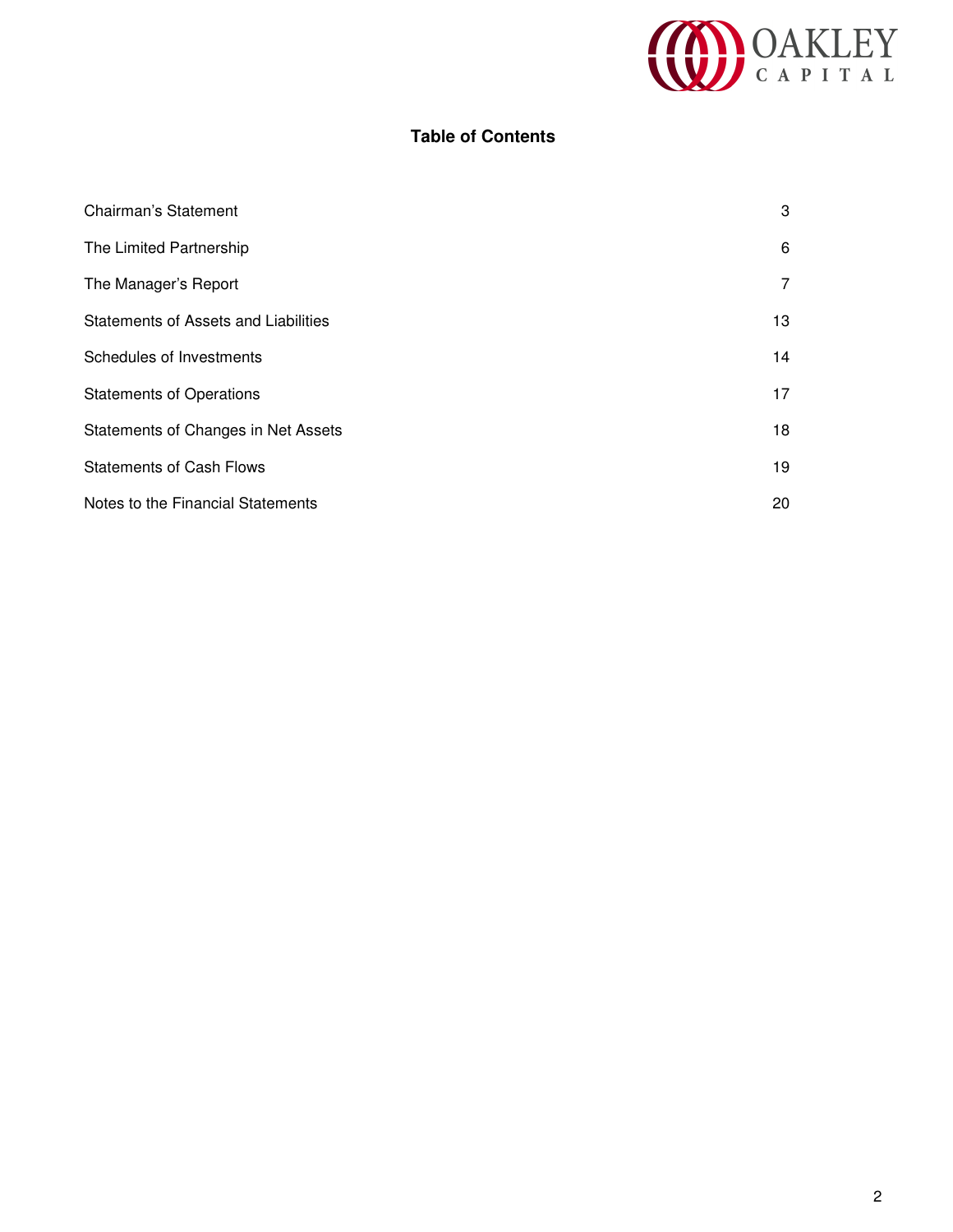# Table of Contents

| | |
|---|---|
| Chairman's Statement | 3 |
| The Limited Partnership | 6 |
| The Manager's Report | 7 |
| Statements of Assets and Liabilities | 13 |
| Schedules of Investments | 14 |
| Statements of Operations | 17 |
| Statements of Changes in Net Assets | 18 |
| Statements of Cash Flows | 19 |
| Notes to the Financial Statements | 20 |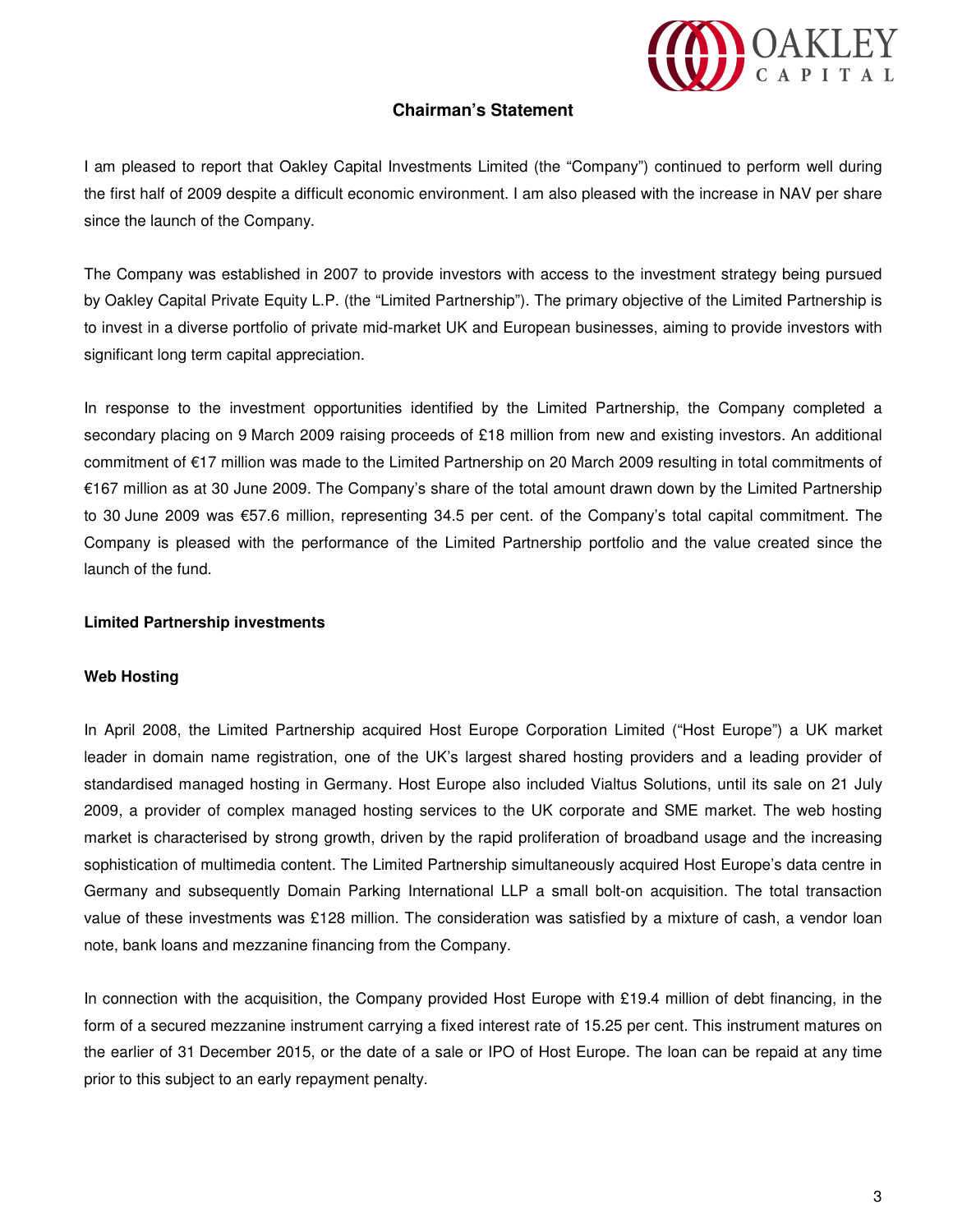## Chairman's Statement

I am pleased to report that Oakley Capital Investments Limited (the "Company") continued to perform well during the first half of 2009 despite a difficult economic environment. I am also pleased with the increase in NAV per share since the launch of the Company.

The Company was established in 2007 to provide investors with access to the investment strategy being pursued by Oakley Capital Private Equity L.P. (the "Limited Partnership"). The primary objective of the Limited Partnership is to invest in a diverse portfolio of private mid-market UK and European businesses, aiming to provide investors with significant long term capital appreciation.

In response to the investment opportunities identified by the Limited Partnership, the Company completed a secondary placing on 9 March 2009 raising proceeds of £18 million from new and existing investors. An additional commitment of €17 million was made to the Limited Partnership on 20 March 2009 resulting in total commitments of €167 million as at 30 June 2009. The Company's share of the total amount drawn down by the Limited Partnership to 30 June 2009 was €57.6 million, representing 34.5 per cent. of the Company's total capital commitment. The Company is pleased with the performance of the Limited Partnership portfolio and the value created since the launch of the fund.

### Limited Partnership investments

### Web Hosting

In April 2008, the Limited Partnership acquired Host Europe Corporation Limited ("Host Europe") a UK market leader in domain name registration, one of the UK's largest shared hosting providers and a leading provider of standardised managed hosting in Germany. Host Europe also included Vialtus Solutions, until its sale on 21 July 2009, a provider of complex managed hosting services to the UK corporate and SME market. The web hosting market is characterised by strong growth, driven by the rapid proliferation of broadband usage and the increasing sophistication of multimedia content. The Limited Partnership simultaneously acquired Host Europe's data centre in Germany and subsequently Domain Parking International LLP a small bolt-on acquisition. The total transaction value of these investments was £128 million. The consideration was satisfied by a mixture of cash, a vendor loan note, bank loans and mezzanine financing from the Company.

In connection with the acquisition, the Company provided Host Europe with £19.4 million of debt financing, in the form of a secured mezzanine instrument carrying a fixed interest rate of 15.25 per cent. This instrument matures on the earlier of 31 December 2015, or the date of a sale or IPO of Host Europe. The loan can be repaid at any time prior to this subject to an early repayment penalty.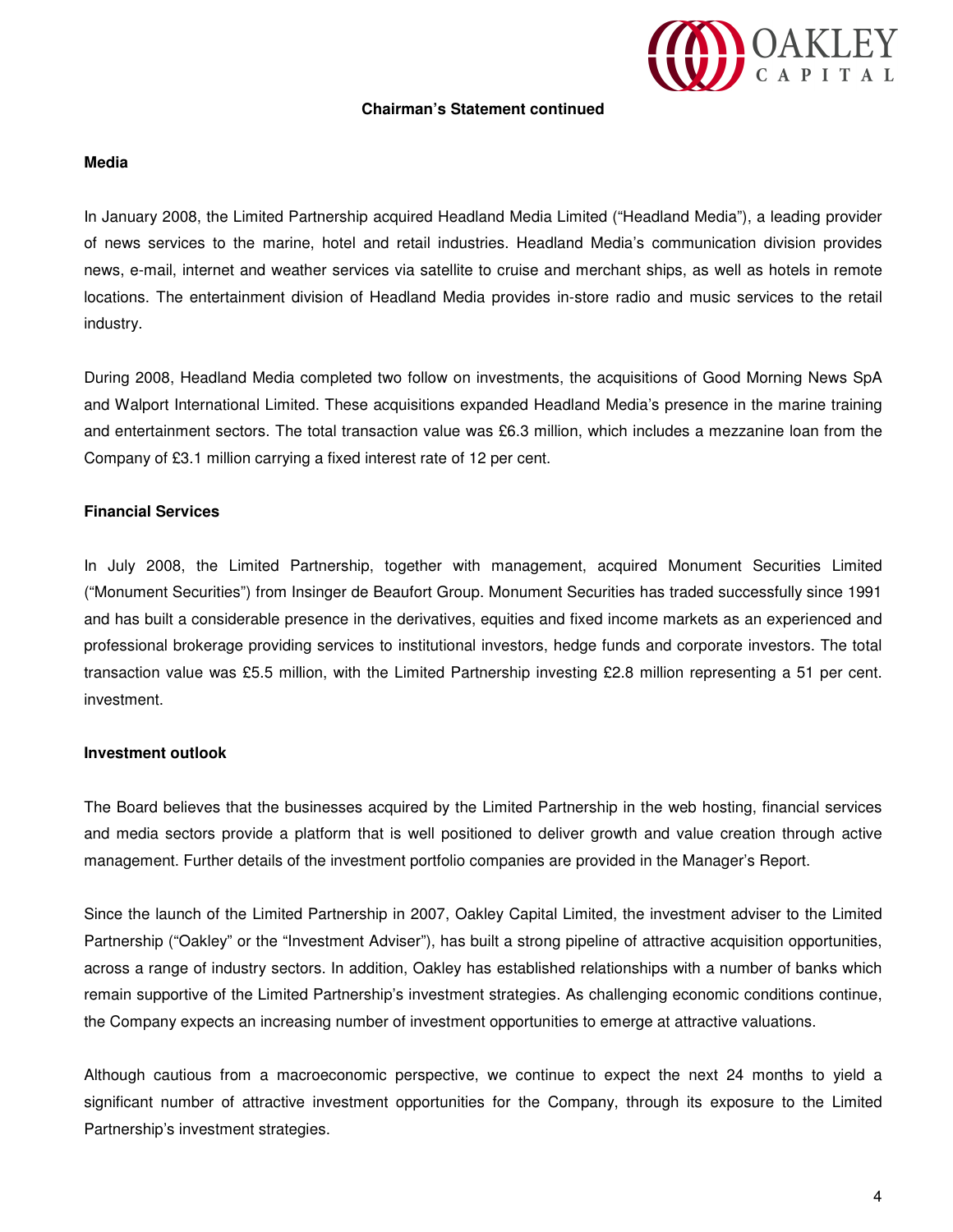**Chairman's Statement continued**

## Media

In January 2008, the Limited Partnership acquired Headland Media Limited ("Headland Media"), a leading provider of news services to the marine, hotel and retail industries. Headland Media's communication division provides news, e-mail, internet and weather services via satellite to cruise and merchant ships, as well as hotels in remote locations. The entertainment division of Headland Media provides in-store radio and music services to the retail industry.

During 2008, Headland Media completed two follow on investments, the acquisitions of Good Morning News SpA and Walport International Limited. These acquisitions expanded Headland Media's presence in the marine training and entertainment sectors. The total transaction value was £6.3 million, which includes a mezzanine loan from the Company of £3.1 million carrying a fixed interest rate of 12 per cent.

## Financial Services

In July 2008, the Limited Partnership, together with management, acquired Monument Securities Limited ("Monument Securities") from Insinger de Beaufort Group. Monument Securities has traded successfully since 1991 and has built a considerable presence in the derivatives, equities and fixed income markets as an experienced and professional brokerage providing services to institutional investors, hedge funds and corporate investors. The total transaction value was £5.5 million, with the Limited Partnership investing £2.8 million representing a 51 per cent. investment.

## Investment outlook

The Board believes that the businesses acquired by the Limited Partnership in the web hosting, financial services and media sectors provide a platform that is well positioned to deliver growth and value creation through active management. Further details of the investment portfolio companies are provided in the Manager's Report.

Since the launch of the Limited Partnership in 2007, Oakley Capital Limited, the investment adviser to the Limited Partnership ("Oakley" or the "Investment Adviser"), has built a strong pipeline of attractive acquisition opportunities, across a range of industry sectors. In addition, Oakley has established relationships with a number of banks which remain supportive of the Limited Partnership's investment strategies. As challenging economic conditions continue, the Company expects an increasing number of investment opportunities to emerge at attractive valuations.

Although cautious from a macroeconomic perspective, we continue to expect the next 24 months to yield a significant number of attractive investment opportunities for the Company, through its exposure to the Limited Partnership's investment strategies.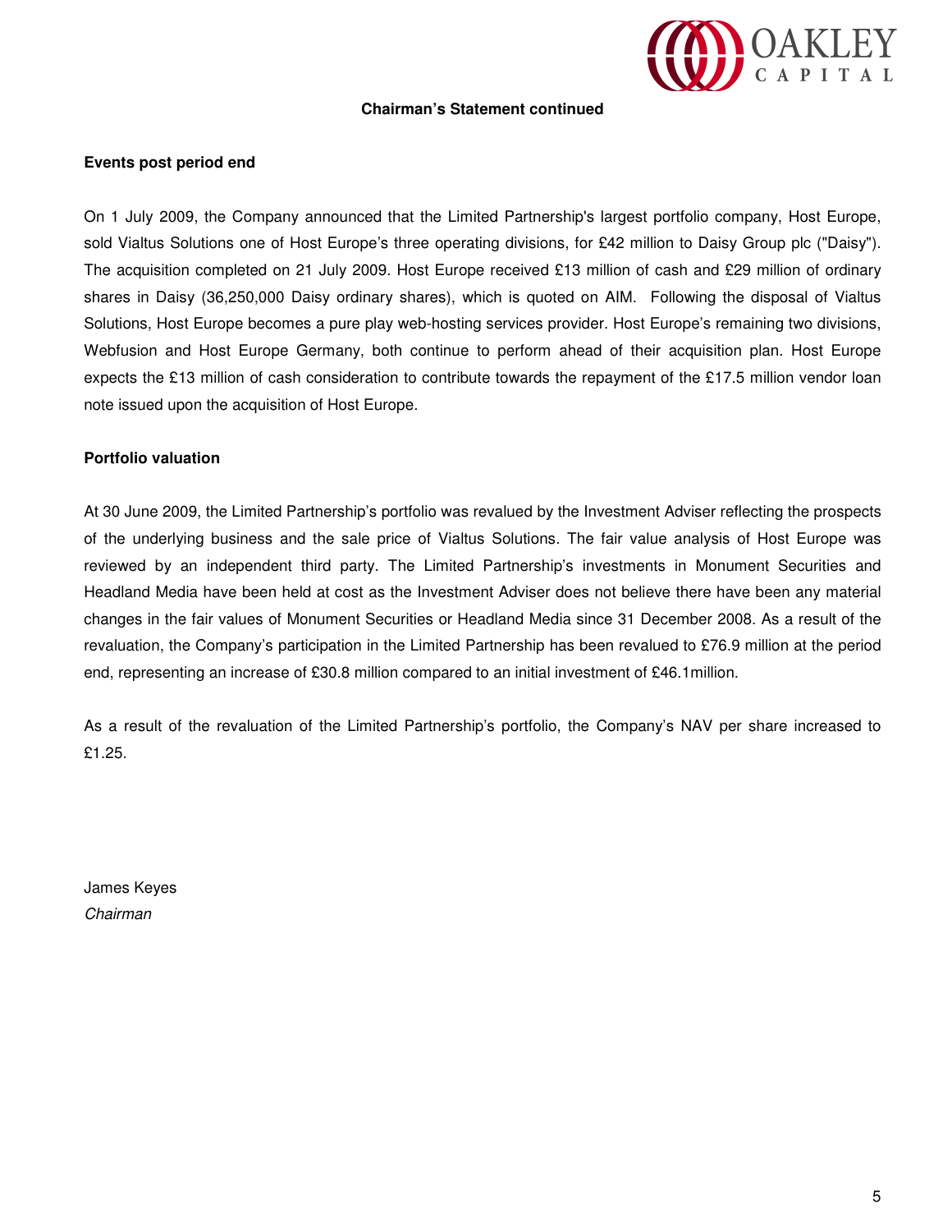**Chairman's Statement continued**

**Events post period end**

On 1 July 2009, the Company announced that the Limited Partnership's largest portfolio company, Host Europe, sold Vialtus Solutions one of Host Europe's three operating divisions, for £42 million to Daisy Group plc ("Daisy"). The acquisition completed on 21 July 2009. Host Europe received £13 million of cash and £29 million of ordinary shares in Daisy (36,250,000 Daisy ordinary shares), which is quoted on AIM. Following the disposal of Vialtus Solutions, Host Europe becomes a pure play web-hosting services provider. Host Europe's remaining two divisions, Webfusion and Host Europe Germany, both continue to perform ahead of their acquisition plan. Host Europe expects the £13 million of cash consideration to contribute towards the repayment of the £17.5 million vendor loan note issued upon the acquisition of Host Europe.

**Portfolio valuation**

At 30 June 2009, the Limited Partnership's portfolio was revalued by the Investment Adviser reflecting the prospects of the underlying business and the sale price of Vialtus Solutions. The fair value analysis of Host Europe was reviewed by an independent third party. The Limited Partnership's investments in Monument Securities and Headland Media have been held at cost as the Investment Adviser does not believe there have been any material changes in the fair values of Monument Securities or Headland Media since 31 December 2008. As a result of the revaluation, the Company's participation in the Limited Partnership has been revalued to £76.9 million at the period end, representing an increase of £30.8 million compared to an initial investment of £46.1million.

As a result of the revaluation of the Limited Partnership's portfolio, the Company's NAV per share increased to £1.25.

James Keyes
*Chairman*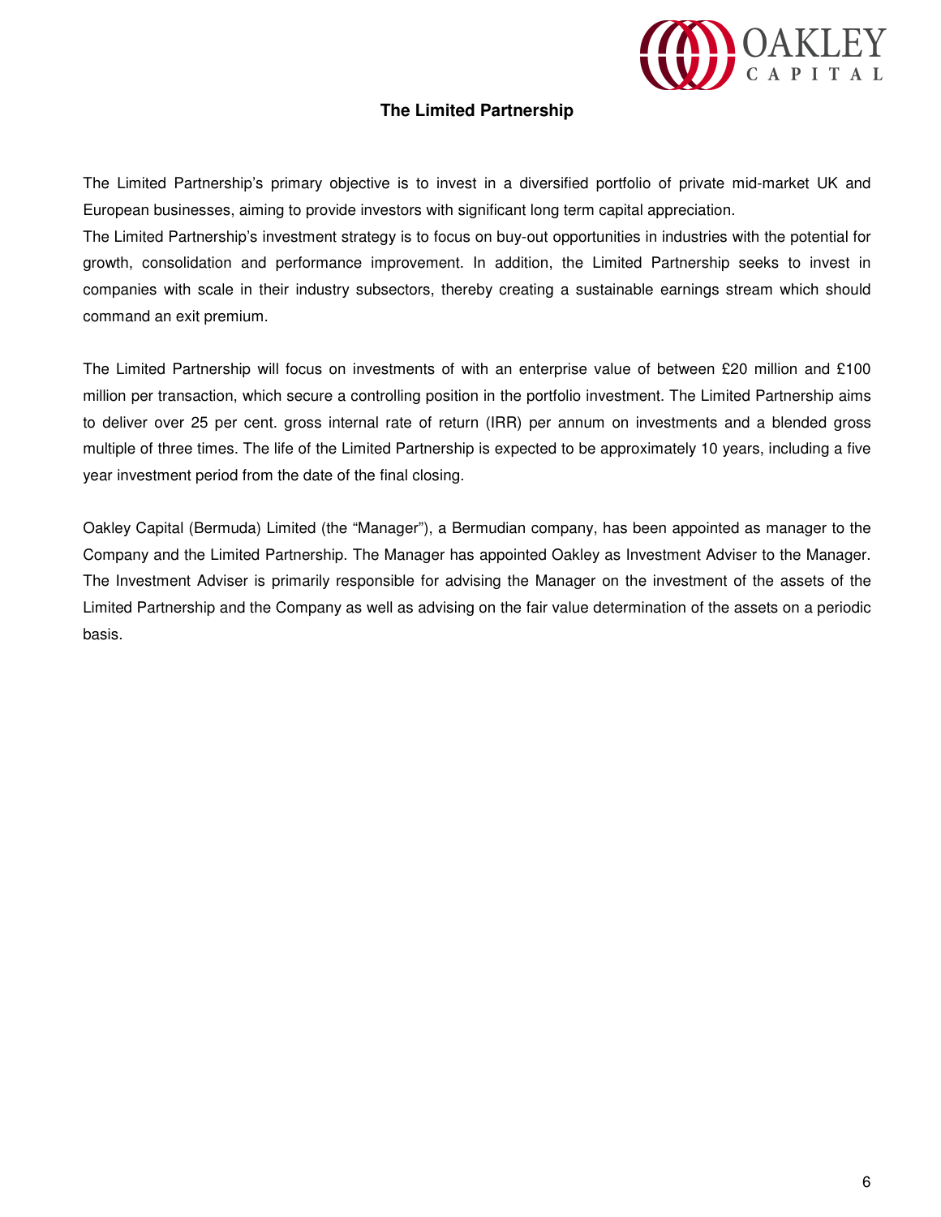## The Limited Partnership

The Limited Partnership's primary objective is to invest in a diversified portfolio of private mid-market UK and European businesses, aiming to provide investors with significant long term capital appreciation.
The Limited Partnership's investment strategy is to focus on buy-out opportunities in industries with the potential for growth, consolidation and performance improvement. In addition, the Limited Partnership seeks to invest in companies with scale in their industry subsectors, thereby creating a sustainable earnings stream which should command an exit premium.

The Limited Partnership will focus on investments of with an enterprise value of between £20 million and £100 million per transaction, which secure a controlling position in the portfolio investment. The Limited Partnership aims to deliver over 25 per cent. gross internal rate of return (IRR) per annum on investments and a blended gross multiple of three times. The life of the Limited Partnership is expected to be approximately 10 years, including a five year investment period from the date of the final closing.

Oakley Capital (Bermuda) Limited (the "Manager"), a Bermudian company, has been appointed as manager to the Company and the Limited Partnership. The Manager has appointed Oakley as Investment Adviser to the Manager. The Investment Adviser is primarily responsible for advising the Manager on the investment of the assets of the Limited Partnership and the Company as well as advising on the fair value determination of the assets on a periodic basis.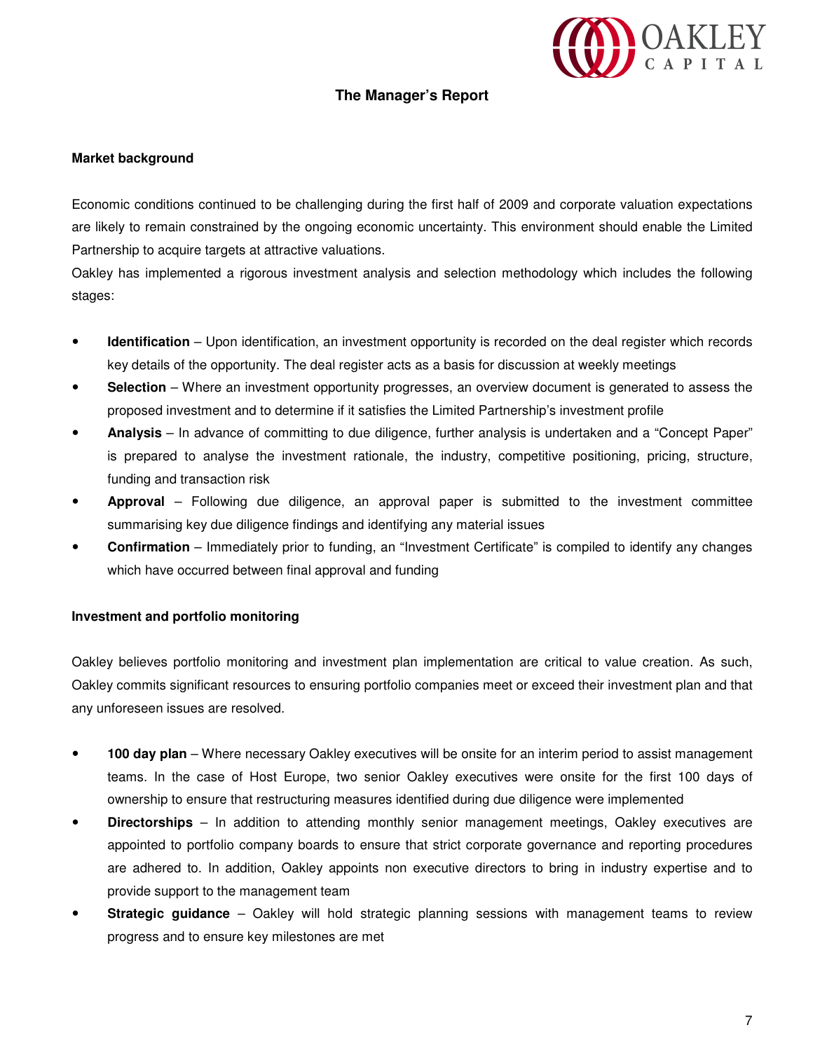## The Manager's Report

### Market background

Economic conditions continued to be challenging during the first half of 2009 and corporate valuation expectations are likely to remain constrained by the ongoing economic uncertainty. This environment should enable the Limited Partnership to acquire targets at attractive valuations.

Oakley has implemented a rigorous investment analysis and selection methodology which includes the following stages:

- **Identification** – Upon identification, an investment opportunity is recorded on the deal register which records key details of the opportunity. The deal register acts as a basis for discussion at weekly meetings
- **Selection** – Where an investment opportunity progresses, an overview document is generated to assess the proposed investment and to determine if it satisfies the Limited Partnership's investment profile
- **Analysis** – In advance of committing to due diligence, further analysis is undertaken and a "Concept Paper" is prepared to analyse the investment rationale, the industry, competitive positioning, pricing, structure, funding and transaction risk
- **Approval** – Following due diligence, an approval paper is submitted to the investment committee summarising key due diligence findings and identifying any material issues
- **Confirmation** – Immediately prior to funding, an "Investment Certificate" is compiled to identify any changes which have occurred between final approval and funding

### Investment and portfolio monitoring

Oakley believes portfolio monitoring and investment plan implementation are critical to value creation. As such, Oakley commits significant resources to ensuring portfolio companies meet or exceed their investment plan and that any unforeseen issues are resolved.

- **100 day plan** – Where necessary Oakley executives will be onsite for an interim period to assist management teams. In the case of Host Europe, two senior Oakley executives were onsite for the first 100 days of ownership to ensure that restructuring measures identified during due diligence were implemented
- **Directorships** – In addition to attending monthly senior management meetings, Oakley executives are appointed to portfolio company boards to ensure that strict corporate governance and reporting procedures are adhered to. In addition, Oakley appoints non executive directors to bring in industry expertise and to provide support to the management team
- **Strategic guidance** – Oakley will hold strategic planning sessions with management teams to review progress and to ensure key milestones are met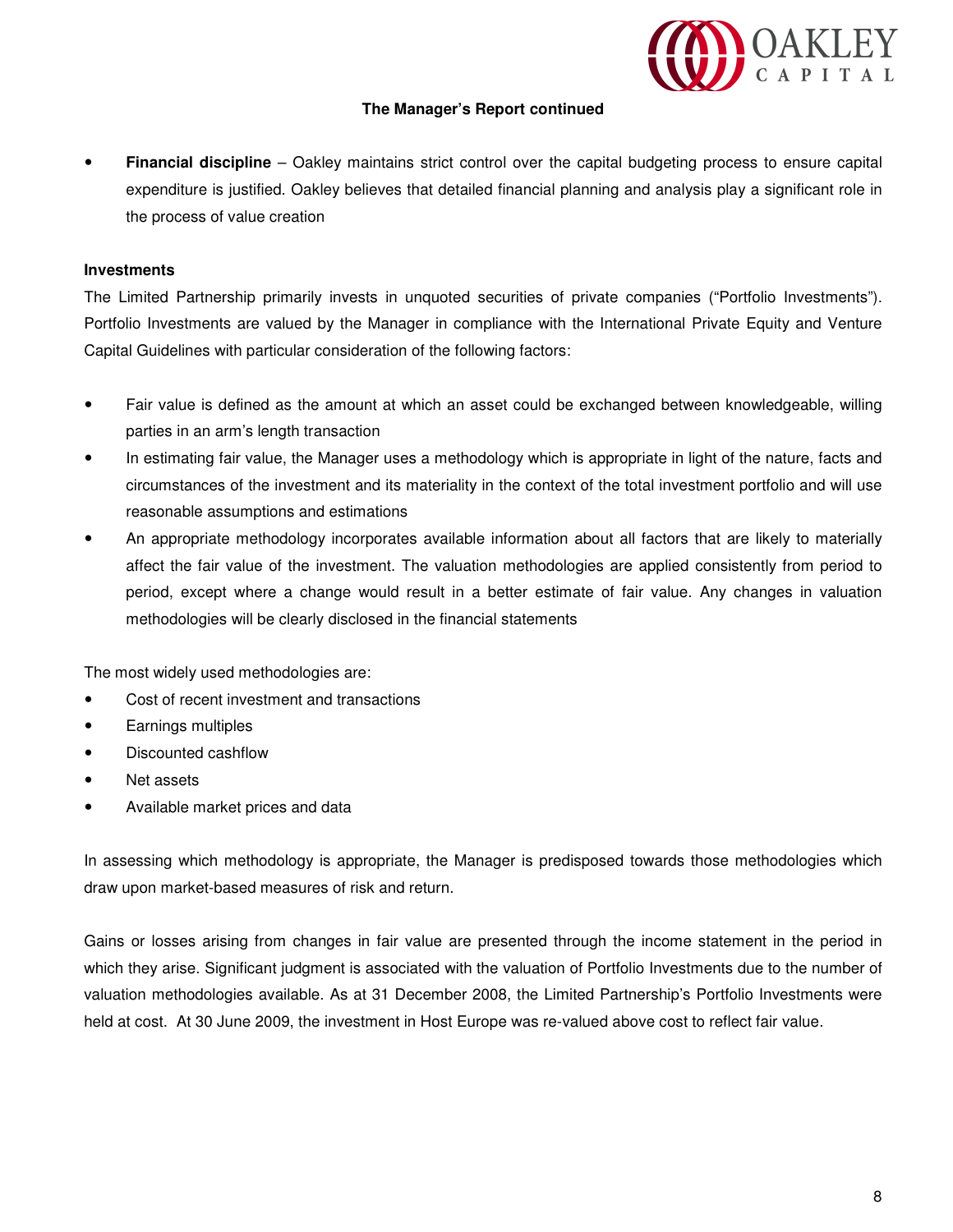## The Manager's Report continued

- **Financial discipline** – Oakley maintains strict control over the capital budgeting process to ensure capital expenditure is justified. Oakley believes that detailed financial planning and analysis play a significant role in the process of value creation

### Investments

The Limited Partnership primarily invests in unquoted securities of private companies ("Portfolio Investments"). Portfolio Investments are valued by the Manager in compliance with the International Private Equity and Venture Capital Guidelines with particular consideration of the following factors:

- Fair value is defined as the amount at which an asset could be exchanged between knowledgeable, willing parties in an arm's length transaction
- In estimating fair value, the Manager uses a methodology which is appropriate in light of the nature, facts and circumstances of the investment and its materiality in the context of the total investment portfolio and will use reasonable assumptions and estimations
- An appropriate methodology incorporates available information about all factors that are likely to materially affect the fair value of the investment. The valuation methodologies are applied consistently from period to period, except where a change would result in a better estimate of fair value. Any changes in valuation methodologies will be clearly disclosed in the financial statements

The most widely used methodologies are:

- Cost of recent investment and transactions
- Earnings multiples
- Discounted cashflow
- Net assets
- Available market prices and data

In assessing which methodology is appropriate, the Manager is predisposed towards those methodologies which draw upon market-based measures of risk and return.

Gains or losses arising from changes in fair value are presented through the income statement in the period in which they arise. Significant judgment is associated with the valuation of Portfolio Investments due to the number of valuation methodologies available. As at 31 December 2008, the Limited Partnership's Portfolio Investments were held at cost. At 30 June 2009, the investment in Host Europe was re-valued above cost to reflect fair value.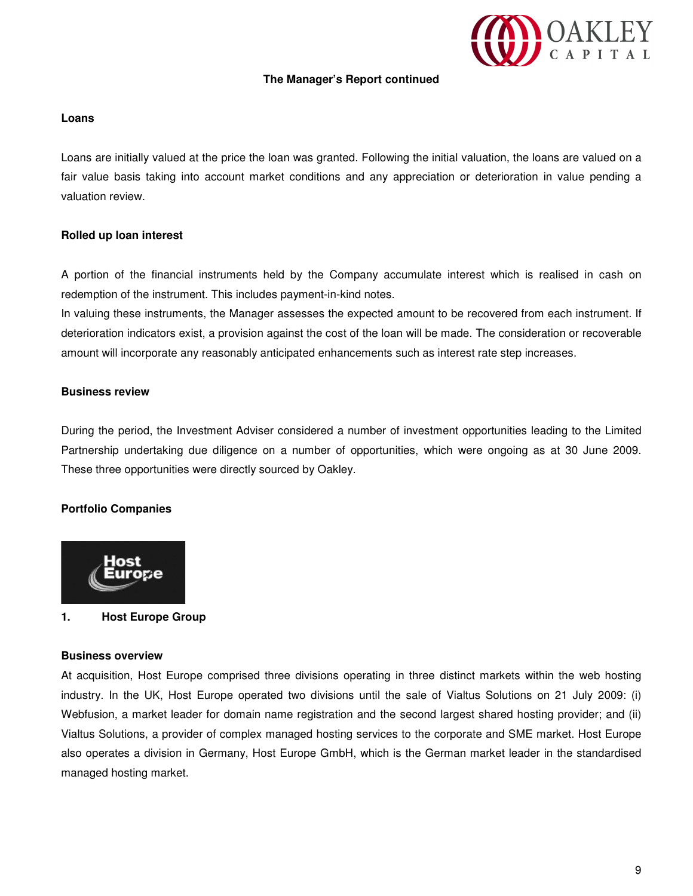## The Manager's Report continued

### Loans

Loans are initially valued at the price the loan was granted. Following the initial valuation, the loans are valued on a fair value basis taking into account market conditions and any appreciation or deterioration in value pending a valuation review.

### Rolled up loan interest

A portion of the financial instruments held by the Company accumulate interest which is realised in cash on redemption of the instrument. This includes payment-in-kind notes.

In valuing these instruments, the Manager assesses the expected amount to be recovered from each instrument. If deterioration indicators exist, a provision against the cost of the loan will be made. The consideration or recoverable amount will incorporate any reasonably anticipated enhancements such as interest rate step increases.

### Business review

During the period, the Investment Adviser considered a number of investment opportunities leading to the Limited Partnership undertaking due diligence on a number of opportunities, which were ongoing as at 30 June 2009. These three opportunities were directly sourced by Oakley.

### Portfolio Companies

**1. Host Europe Group**

**Business overview**

At acquisition, Host Europe comprised three divisions operating in three distinct markets within the web hosting industry. In the UK, Host Europe operated two divisions until the sale of Vialtus Solutions on 21 July 2009: (i) Webfusion, a market leader for domain name registration and the second largest shared hosting provider; and (ii) Vialtus Solutions, a provider of complex managed hosting services to the corporate and SME market. Host Europe also operates a division in Germany, Host Europe GmbH, which is the German market leader in the standardised managed hosting market.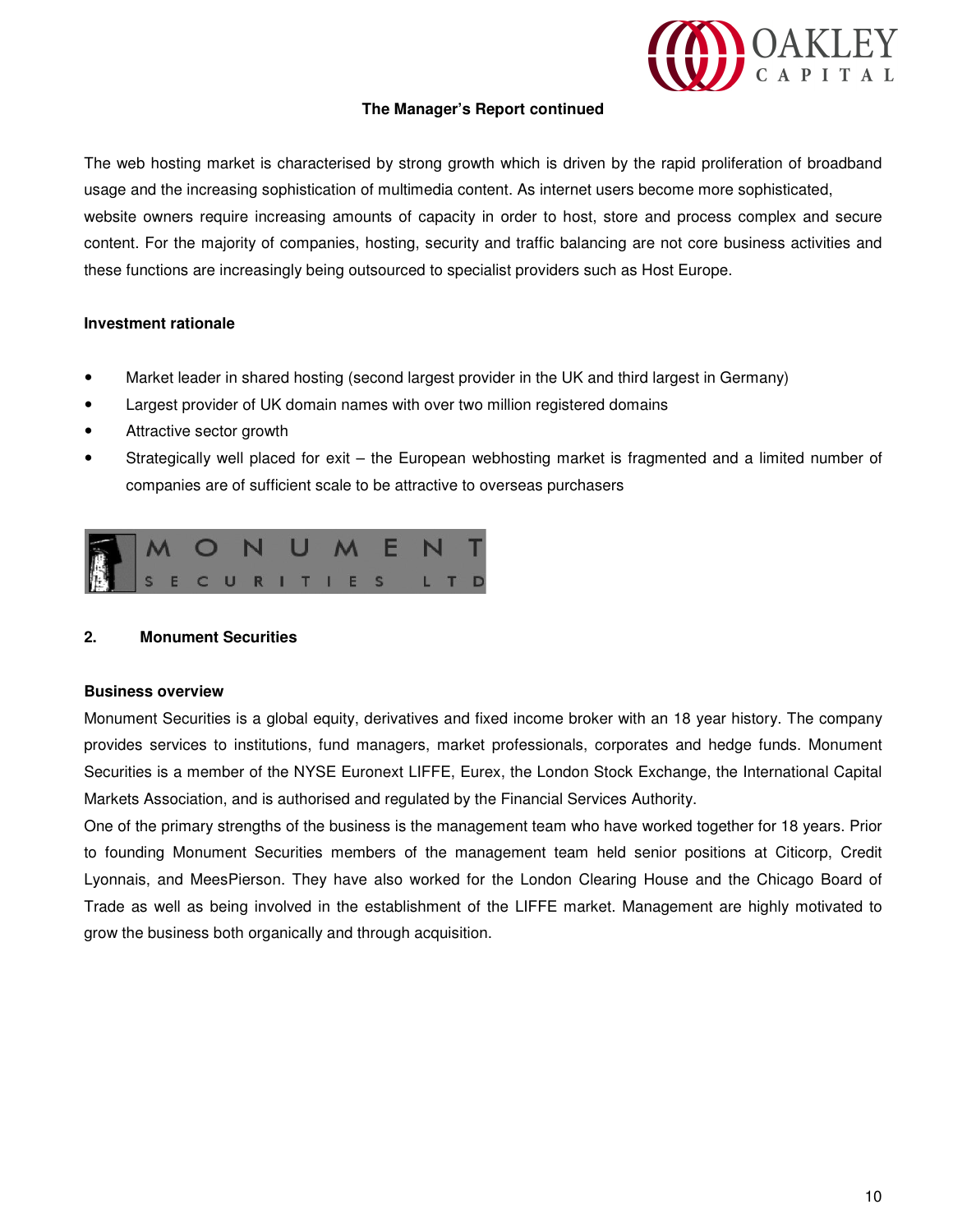### The Manager's Report continued

The web hosting market is characterised by strong growth which is driven by the rapid proliferation of broadband usage and the increasing sophistication of multimedia content. As internet users become more sophisticated, website owners require increasing amounts of capacity in order to host, store and process complex and secure content. For the majority of companies, hosting, security and traffic balancing are not core business activities and these functions are increasingly being outsourced to specialist providers such as Host Europe.

**Investment rationale**

- Market leader in shared hosting (second largest provider in the UK and third largest in Germany)
- Largest provider of UK domain names with over two million registered domains
- Attractive sector growth
- Strategically well placed for exit – the European webhosting market is fragmented and a limited number of companies are of sufficient scale to be attractive to overseas purchasers

## 2. Monument Securities

**Business overview**

Monument Securities is a global equity, derivatives and fixed income broker with an 18 year history. The company provides services to institutions, fund managers, market professionals, corporates and hedge funds. Monument Securities is a member of the NYSE Euronext LIFFE, Eurex, the London Stock Exchange, the International Capital Markets Association, and is authorised and regulated by the Financial Services Authority.

One of the primary strengths of the business is the management team who have worked together for 18 years. Prior to founding Monument Securities members of the management team held senior positions at Citicorp, Credit Lyonnais, and MeesPierson. They have also worked for the London Clearing House and the Chicago Board of Trade as well as being involved in the establishment of the LIFFE market. Management are highly motivated to grow the business both organically and through acquisition.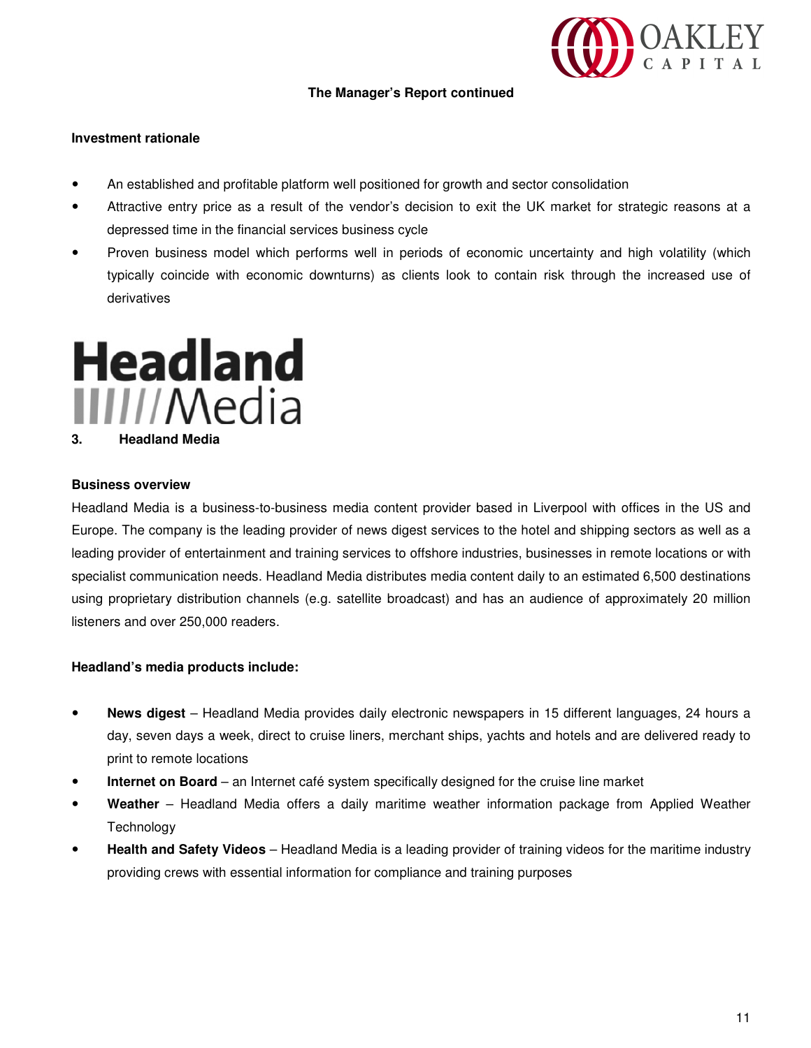**The Manager's Report continued**

**Investment rationale**

- An established and profitable platform well positioned for growth and sector consolidation
- Attractive entry price as a result of the vendor's decision to exit the UK market for strategic reasons at a depressed time in the financial services business cycle
- Proven business model which performs well in periods of economic uncertainty and high volatility (which typically coincide with economic downturns) as clients look to contain risk through the increased use of derivatives

## 3. Headland Media

**Business overview**

Headland Media is a business-to-business media content provider based in Liverpool with offices in the US and Europe. The company is the leading provider of news digest services to the hotel and shipping sectors as well as a leading provider of entertainment and training services to offshore industries, businesses in remote locations or with specialist communication needs. Headland Media distributes media content daily to an estimated 6,500 destinations using proprietary distribution channels (e.g. satellite broadcast) and has an audience of approximately 20 million listeners and over 250,000 readers.

**Headland's media products include:**

- **News digest** – Headland Media provides daily electronic newspapers in 15 different languages, 24 hours a day, seven days a week, direct to cruise liners, merchant ships, yachts and hotels and are delivered ready to print to remote locations
- **Internet on Board** – an Internet café system specifically designed for the cruise line market
- **Weather** – Headland Media offers a daily maritime weather information package from Applied Weather Technology
- **Health and Safety Videos** – Headland Media is a leading provider of training videos for the maritime industry providing crews with essential information for compliance and training purposes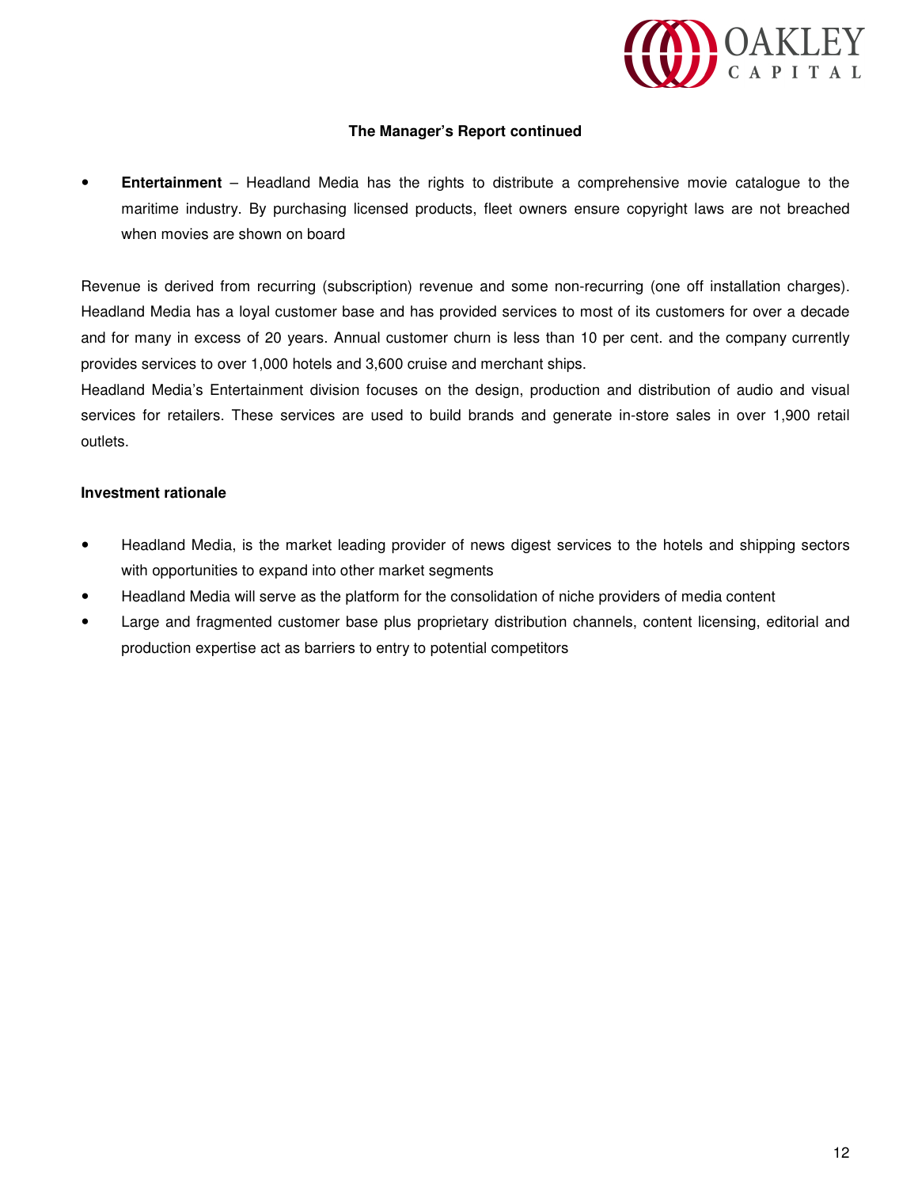**The Manager's Report continued**

- **Entertainment** – Headland Media has the rights to distribute a comprehensive movie catalogue to the maritime industry. By purchasing licensed products, fleet owners ensure copyright laws are not breached when movies are shown on board

Revenue is derived from recurring (subscription) revenue and some non-recurring (one off installation charges). Headland Media has a loyal customer base and has provided services to most of its customers for over a decade and for many in excess of 20 years. Annual customer churn is less than 10 per cent. and the company currently provides services to over 1,000 hotels and 3,600 cruise and merchant ships.
Headland Media's Entertainment division focuses on the design, production and distribution of audio and visual services for retailers. These services are used to build brands and generate in-store sales in over 1,900 retail outlets.

**Investment rationale**

- Headland Media, is the market leading provider of news digest services to the hotels and shipping sectors with opportunities to expand into other market segments
- Headland Media will serve as the platform for the consolidation of niche providers of media content
- Large and fragmented customer base plus proprietary distribution channels, content licensing, editorial and production expertise act as barriers to entry to potential competitors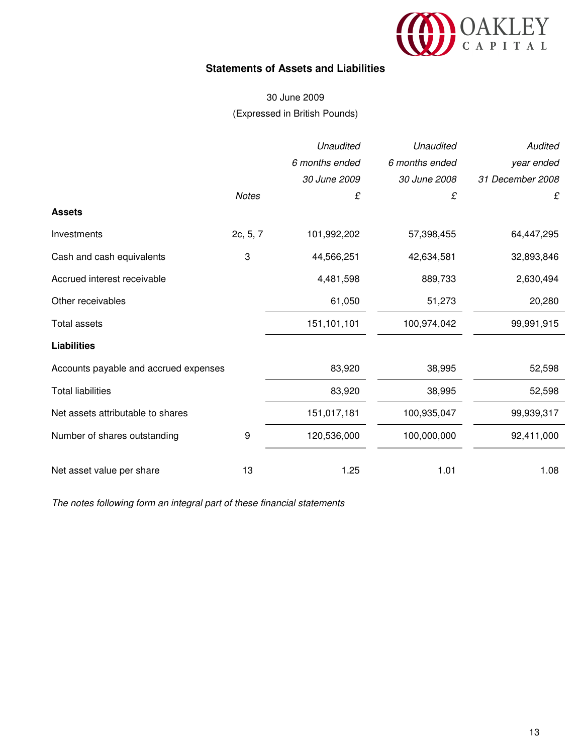## Statements of Assets and Liabilities

30 June 2009

(Expressed in British Pounds)

| | Notes | *Unaudited 6 months ended 30 June 2009* £ | *Unaudited 6 months ended 30 June 2008* £ | *Audited year ended 31 December 2008* £ |
|---|---|---|---|---|
| **Assets** | | | | |
| Investments | 2c, 5, 7 | 101,992,202 | 57,398,455 | 64,447,295 |
| Cash and cash equivalents | 3 | 44,566,251 | 42,634,581 | 32,893,846 |
| Accrued interest receivable | | 4,481,598 | 889,733 | 2,630,494 |
| Other receivables | | 61,050 | 51,273 | 20,280 |
| Total assets | | 151,101,101 | 100,974,042 | 99,991,915 |
| **Liabilities** | | | | |
| Accounts payable and accrued expenses | | 83,920 | 38,995 | 52,598 |
| Total liabilities | | 83,920 | 38,995 | 52,598 |
| Net assets attributable to shares | | 151,017,181 | 100,935,047 | 99,939,317 |
| Number of shares outstanding | 9 | 120,536,000 | 100,000,000 | 92,411,000 |
| Net asset value per share | 13 | 1.25 | 1.01 | 1.08 |

*The notes following form an integral part of these financial statements*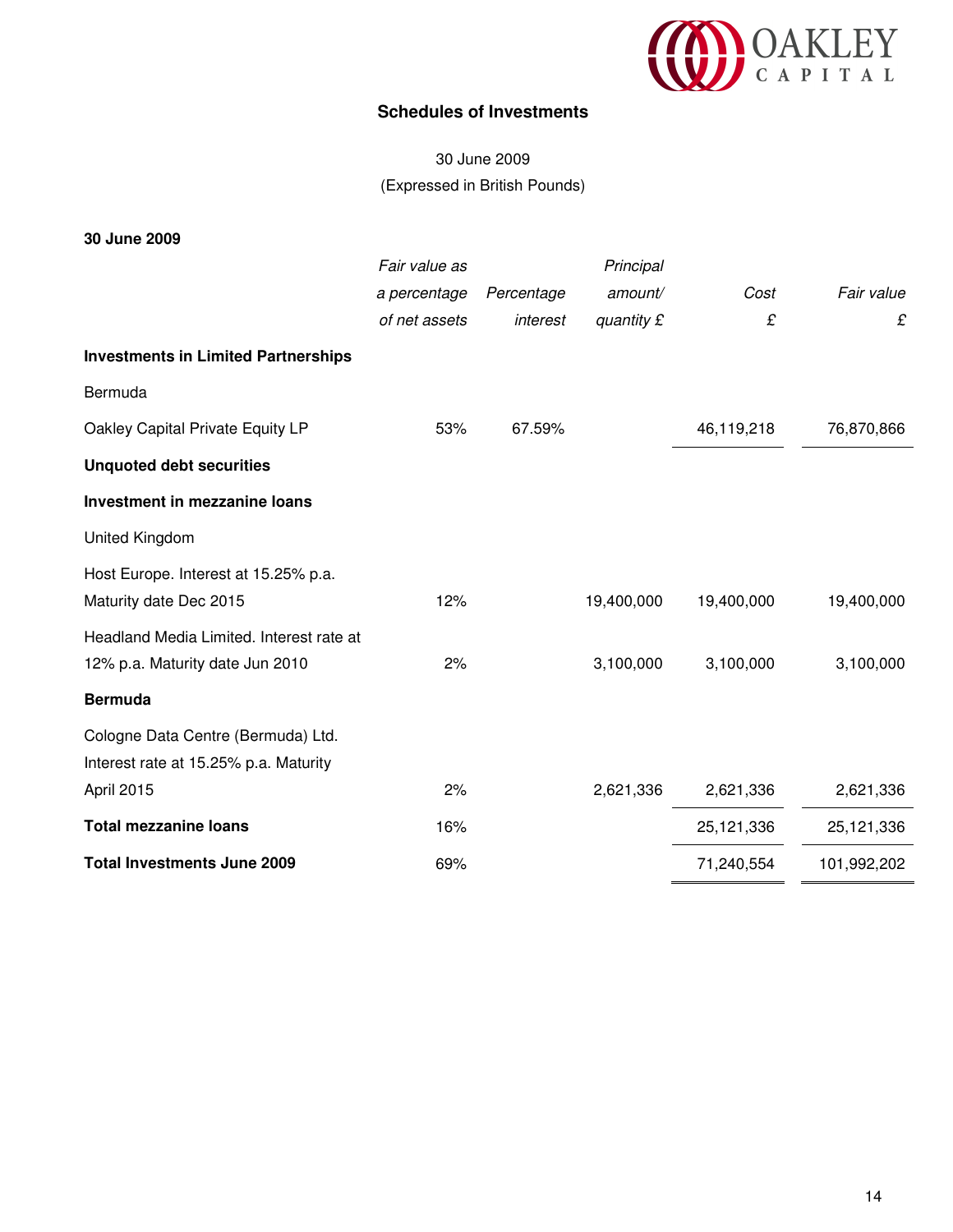## Schedules of Investments

30 June 2009

(Expressed in British Pounds)

**30 June 2009**

| | *Fair value as a percentage of net assets* | *Percentage interest* | *Principal amount/ quantity £* | *Cost £* | *Fair value £* |
|---|---|---|---|---|---|
| **Investments in Limited Partnerships** | | | | | |
| Bermuda | | | | | |
| Oakley Capital Private Equity LP | 53% | 67.59% | | 46,119,218 | 76,870,866 |
| **Unquoted debt securities** | | | | | |
| **Investment in mezzanine loans** | | | | | |
| United Kingdom | | | | | |
| Host Europe. Interest at 15.25% p.a. Maturity date Dec 2015 | 12% | | 19,400,000 | 19,400,000 | 19,400,000 |
| Headland Media Limited. Interest rate at 12% p.a. Maturity date Jun 2010 | 2% | | 3,100,000 | 3,100,000 | 3,100,000 |
| **Bermuda** | | | | | |
| Cologne Data Centre (Bermuda) Ltd. Interest rate at 15.25% p.a. Maturity April 2015 | 2% | | 2,621,336 | 2,621,336 | 2,621,336 |
| **Total mezzanine loans** | 16% | | | 25,121,336 | 25,121,336 |
| **Total Investments June 2009** | 69% | | | 71,240,554 | 101,992,202 |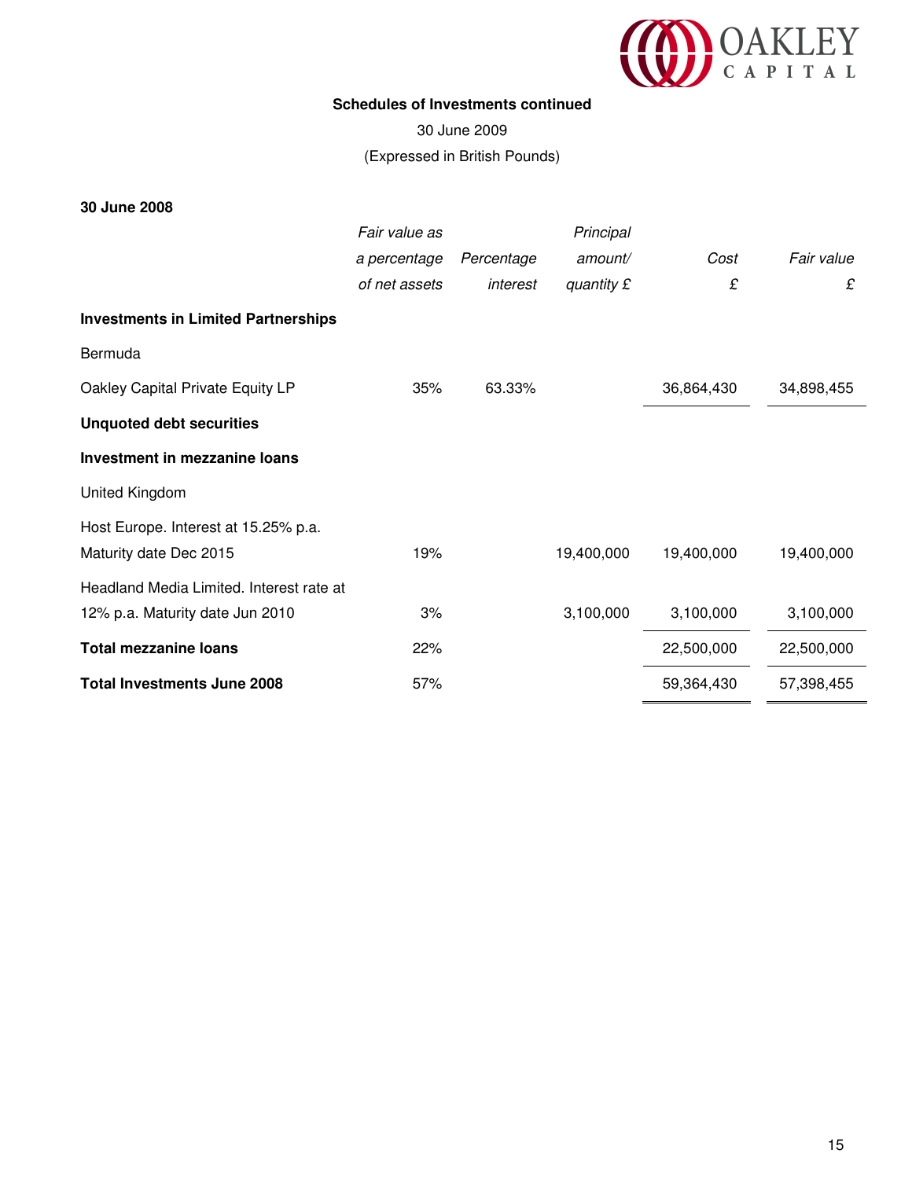**Schedules of Investments continued**

30 June 2009

(Expressed in British Pounds)

**30 June 2008**

| | *Fair value as a percentage of net assets* | *Percentage interest* | *Principal amount/ quantity £* | *Cost £* | *Fair value £* |
|---|---|---|---|---|---|
| **Investments in Limited Partnerships** | | | | | |
| Bermuda | | | | | |
| Oakley Capital Private Equity LP | 35% | 63.33% | | 36,864,430 | 34,898,455 |
| **Unquoted debt securities** | | | | | |
| **Investment in mezzanine loans** | | | | | |
| United Kingdom | | | | | |
| Host Europe. Interest at 15.25% p.a. Maturity date Dec 2015 | 19% | | 19,400,000 | 19,400,000 | 19,400,000 |
| Headland Media Limited. Interest rate at 12% p.a. Maturity date Jun 2010 | 3% | | 3,100,000 | 3,100,000 | 3,100,000 |
| **Total mezzanine loans** | 22% | | | 22,500,000 | 22,500,000 |
| **Total Investments June 2008** | 57% | | | 59,364,430 | 57,398,455 |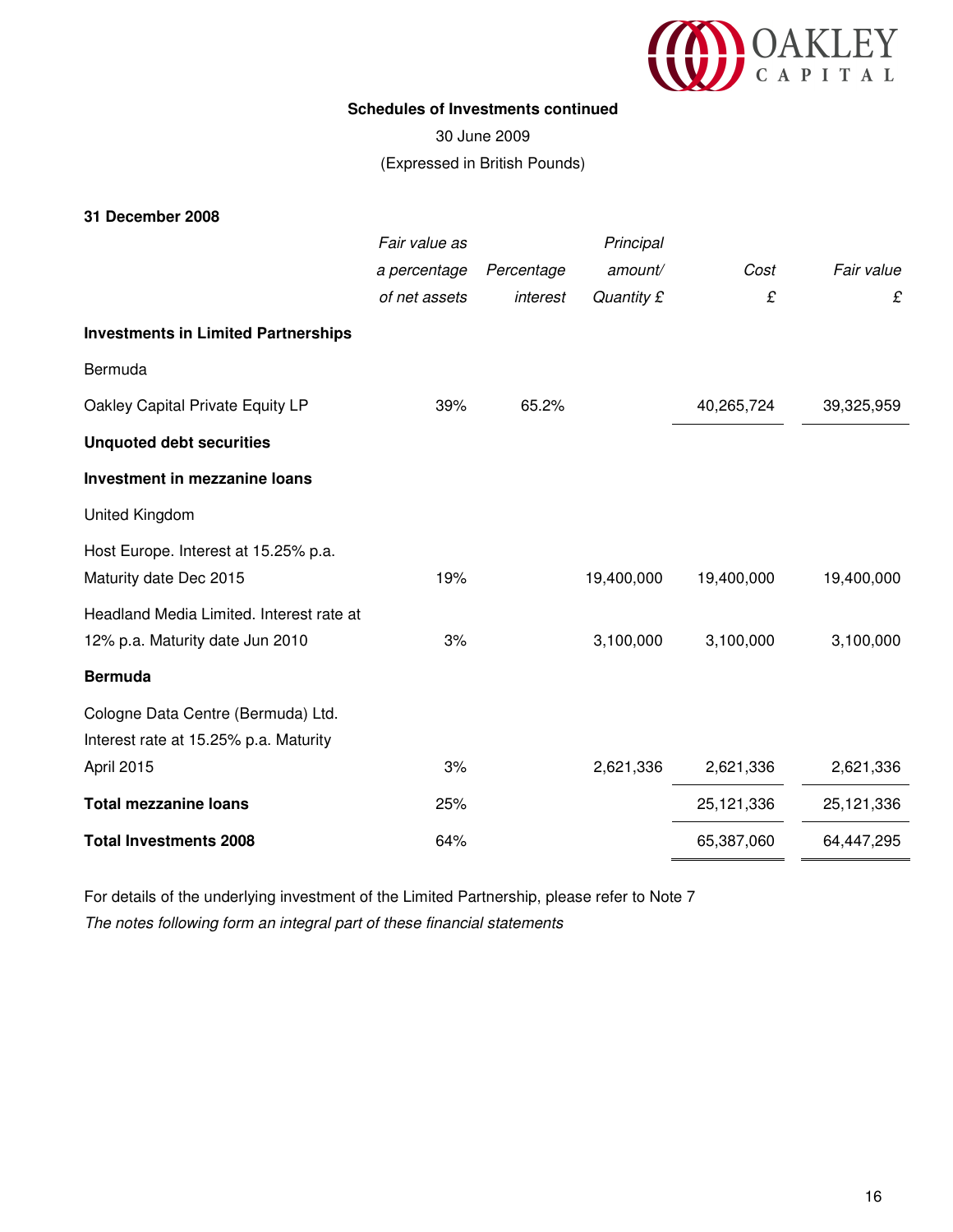**Schedules of Investments continued**

30 June 2009

(Expressed in British Pounds)

**31 December 2008**

| | *Fair value as a percentage of net assets* | *Percentage interest* | *Principal amount/ Quantity £* | *Cost £* | *Fair value £* |
|---|---|---|---|---|---|
| **Investments in Limited Partnerships** | | | | | |
| Bermuda | | | | | |
| Oakley Capital Private Equity LP | 39% | 65.2% | | 40,265,724 | 39,325,959 |
| **Unquoted debt securities** | | | | | |
| **Investment in mezzanine loans** | | | | | |
| United Kingdom | | | | | |
| Host Europe. Interest at 15.25% p.a. Maturity date Dec 2015 | 19% | | 19,400,000 | 19,400,000 | 19,400,000 |
| Headland Media Limited. Interest rate at 12% p.a. Maturity date Jun 2010 | 3% | | 3,100,000 | 3,100,000 | 3,100,000 |
| **Bermuda** | | | | | |
| Cologne Data Centre (Bermuda) Ltd. Interest rate at 15.25% p.a. Maturity April 2015 | 3% | | 2,621,336 | 2,621,336 | 2,621,336 |
| **Total mezzanine loans** | 25% | | | 25,121,336 | 25,121,336 |
| **Total Investments 2008** | 64% | | | 65,387,060 | 64,447,295 |

For details of the underlying investment of the Limited Partnership, please refer to Note 7

*The notes following form an integral part of these financial statements*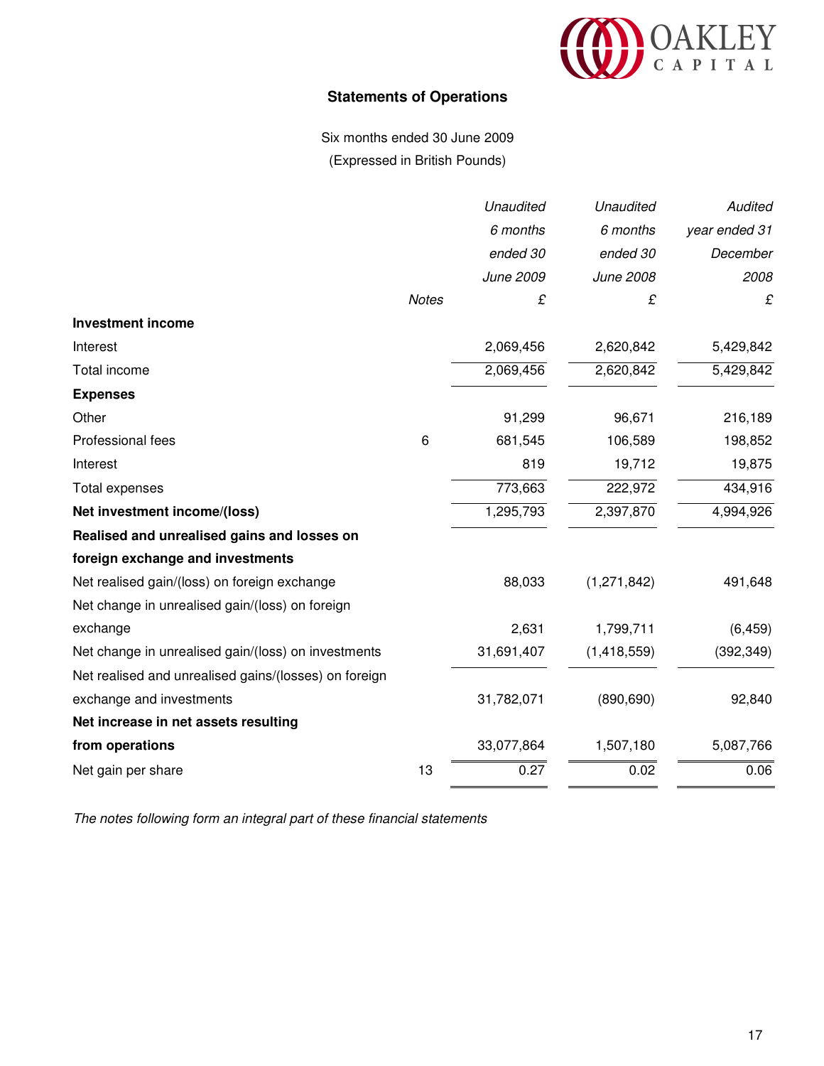## Statements of Operations

Six months ended 30 June 2009

(Expressed in British Pounds)

| | Notes | *Unaudited 6 months ended 30 June 2009* £ | *Unaudited 6 months ended 30 June 2008* £ | *Audited year ended 31 December 2008* £ |
|---|---|---|---|---|
| **Investment income** | | | | |
| Interest | | 2,069,456 | 2,620,842 | 5,429,842 |
| Total income | | 2,069,456 | 2,620,842 | 5,429,842 |
| **Expenses** | | | | |
| Other | | 91,299 | 96,671 | 216,189 |
| Professional fees | 6 | 681,545 | 106,589 | 198,852 |
| Interest | | 819 | 19,712 | 19,875 |
| Total expenses | | 773,663 | 222,972 | 434,916 |
| **Net investment income/(loss)** | | 1,295,793 | 2,397,870 | 4,994,926 |
| **Realised and unrealised gains and losses on foreign exchange and investments** | | | | |
| Net realised gain/(loss) on foreign exchange | | 88,033 | (1,271,842) | 491,648 |
| Net change in unrealised gain/(loss) on foreign exchange | | 2,631 | 1,799,711 | (6,459) |
| Net change in unrealised gain/(loss) on investments | | 31,691,407 | (1,418,559) | (392,349) |
| Net realised and unrealised gains/(losses) on foreign exchange and investments | | 31,782,071 | (890,690) | 92,840 |
| **Net increase in net assets resulting from operations** | | 33,077,864 | 1,507,180 | 5,087,766 |
| Net gain per share | 13 | 0.27 | 0.02 | 0.06 |

*The notes following form an integral part of these financial statements*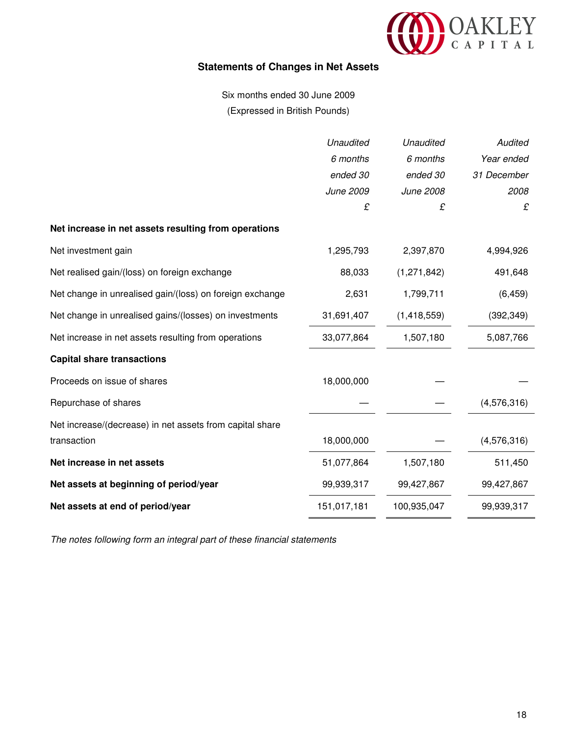## Statements of Changes in Net Assets

Six months ended 30 June 2009

(Expressed in British Pounds)

| | *Unaudited 6 months ended 30 June 2009* | *Unaudited 6 months ended 30 June 2008* | *Audited Year ended 31 December 2008* |
|---|---|---|---|
| | £ | £ | £ |
| **Net increase in net assets resulting from operations** | | | |
| Net investment gain | 1,295,793 | 2,397,870 | 4,994,926 |
| Net realised gain/(loss) on foreign exchange | 88,033 | (1,271,842) | 491,648 |
| Net change in unrealised gain/(loss) on foreign exchange | 2,631 | 1,799,711 | (6,459) |
| Net change in unrealised gains/(losses) on investments | 31,691,407 | (1,418,559) | (392,349) |
| Net increase in net assets resulting from operations | 33,077,864 | 1,507,180 | 5,087,766 |
| **Capital share transactions** | | | |
| Proceeds on issue of shares | 18,000,000 | — | — |
| Repurchase of shares | — | — | (4,576,316) |
| Net increase/(decrease) in net assets from capital share transaction | 18,000,000 | — | (4,576,316) |
| **Net increase in net assets** | 51,077,864 | 1,507,180 | 511,450 |
| **Net assets at beginning of period/year** | 99,939,317 | 99,427,867 | 99,427,867 |
| **Net assets at end of period/year** | 151,017,181 | 100,935,047 | 99,939,317 |

*The notes following form an integral part of these financial statements*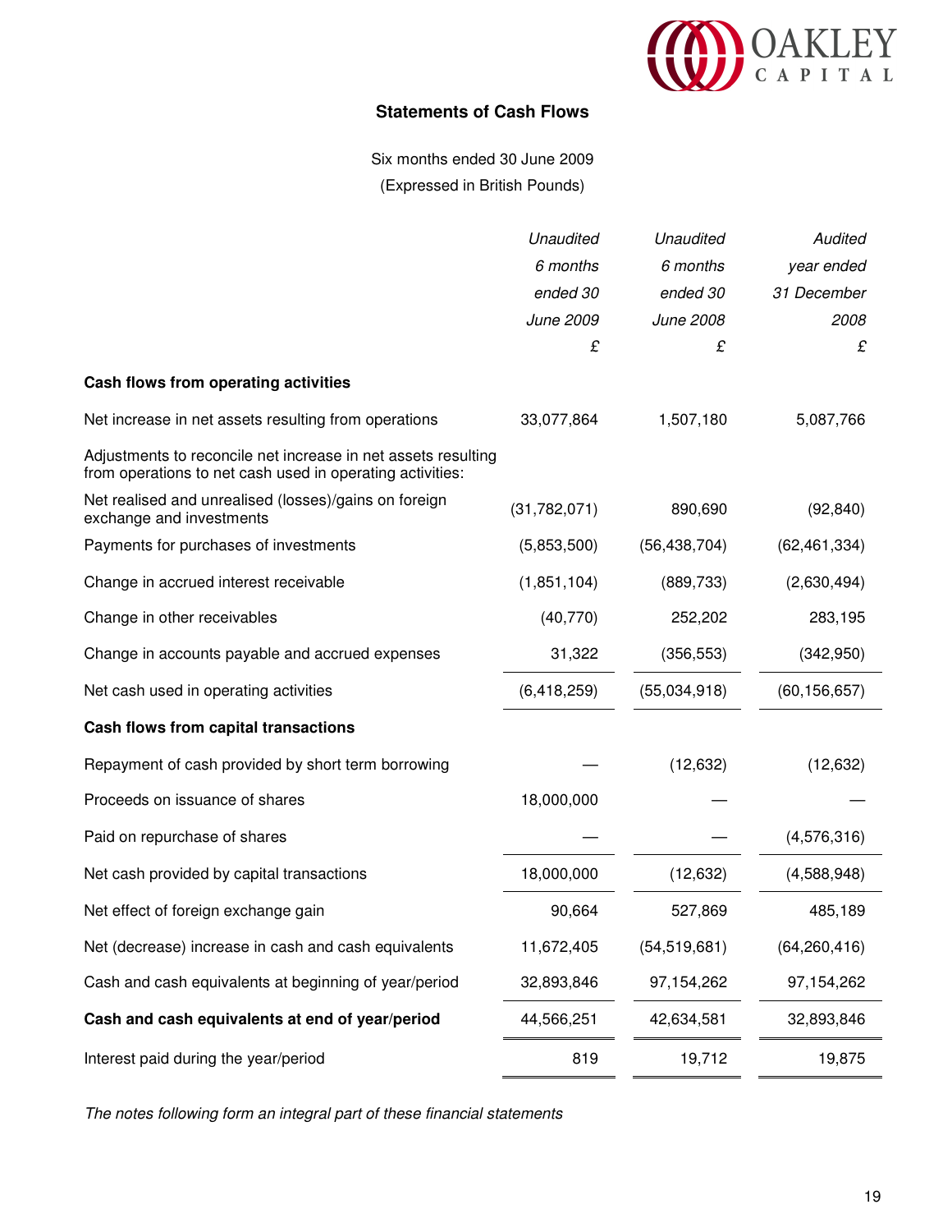## Statements of Cash Flows

Six months ended 30 June 2009

(Expressed in British Pounds)

| | *Unaudited 6 months ended 30 June 2009* | *Unaudited 6 months ended 30 June 2008* | *Audited year ended 31 December 2008* |
|---|---|---|---|
| | £ | £ | £ |
| **Cash flows from operating activities** | | | |
| Net increase in net assets resulting from operations | 33,077,864 | 1,507,180 | 5,087,766 |
| Adjustments to reconcile net increase in net assets resulting from operations to net cash used in operating activities: | | | |
| Net realised and unrealised (losses)/gains on foreign exchange and investments | (31,782,071) | 890,690 | (92,840) |
| Payments for purchases of investments | (5,853,500) | (56,438,704) | (62,461,334) |
| Change in accrued interest receivable | (1,851,104) | (889,733) | (2,630,494) |
| Change in other receivables | (40,770) | 252,202 | 283,195 |
| Change in accounts payable and accrued expenses | 31,322 | (356,553) | (342,950) |
| Net cash used in operating activities | (6,418,259) | (55,034,918) | (60,156,657) |
| **Cash flows from capital transactions** | | | |
| Repayment of cash provided by short term borrowing | — | (12,632) | (12,632) |
| Proceeds on issuance of shares | 18,000,000 | — | — |
| Paid on repurchase of shares | — | — | (4,576,316) |
| Net cash provided by capital transactions | 18,000,000 | (12,632) | (4,588,948) |
| Net effect of foreign exchange gain | 90,664 | 527,869 | 485,189 |
| Net (decrease) increase in cash and cash equivalents | 11,672,405 | (54,519,681) | (64,260,416) |
| Cash and cash equivalents at beginning of year/period | 32,893,846 | 97,154,262 | 97,154,262 |
| **Cash and cash equivalents at end of year/period** | 44,566,251 | 42,634,581 | 32,893,846 |
| Interest paid during the year/period | 819 | 19,712 | 19,875 |

*The notes following form an integral part of these financial statements*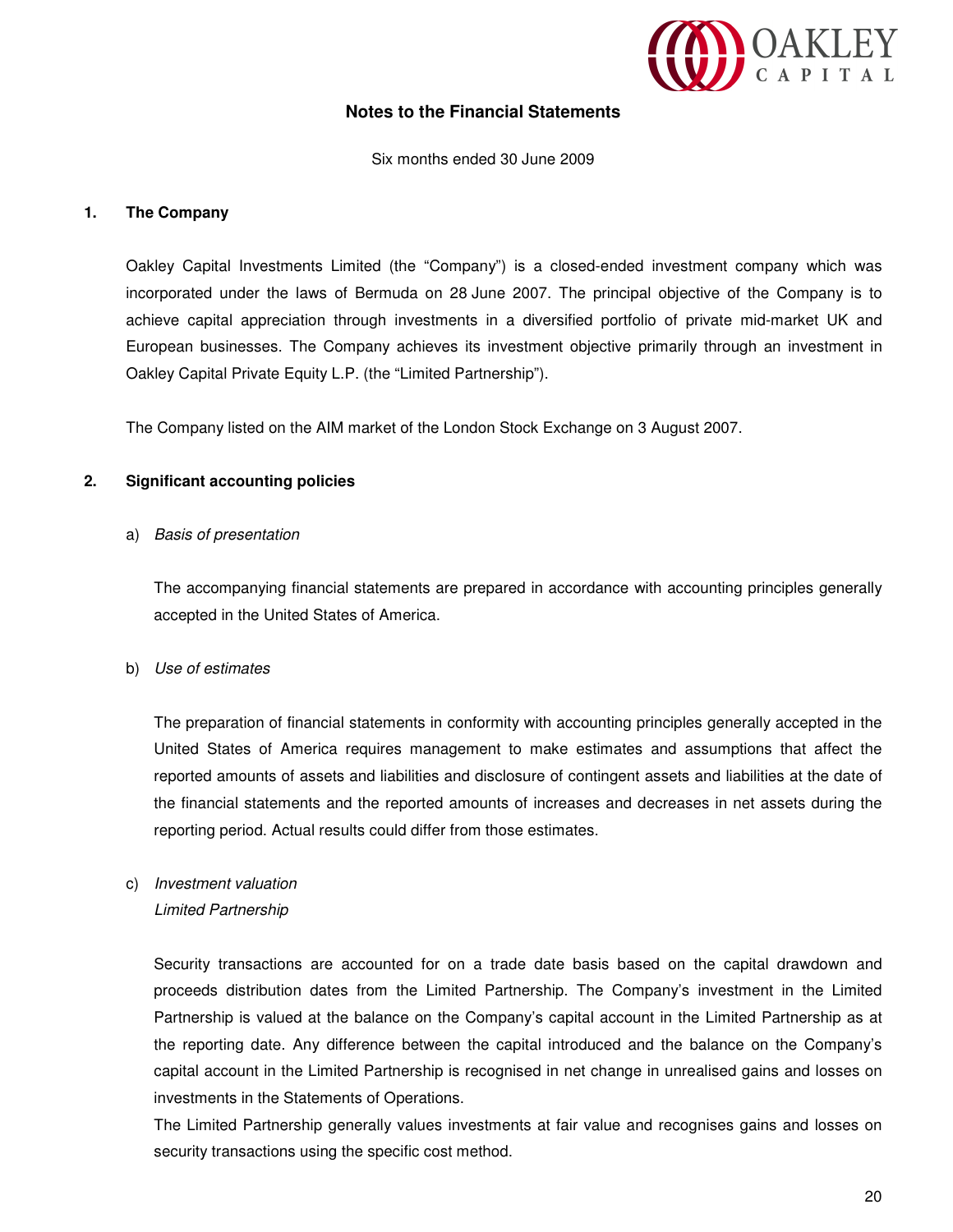## Notes to the Financial Statements

Six months ended 30 June 2009

### 1. The Company

Oakley Capital Investments Limited (the "Company") is a closed-ended investment company which was incorporated under the laws of Bermuda on 28 June 2007. The principal objective of the Company is to achieve capital appreciation through investments in a diversified portfolio of private mid-market UK and European businesses. The Company achieves its investment objective primarily through an investment in Oakley Capital Private Equity L.P. (the "Limited Partnership").

The Company listed on the AIM market of the London Stock Exchange on 3 August 2007.

### 2. Significant accounting policies

a) *Basis of presentation*

The accompanying financial statements are prepared in accordance with accounting principles generally accepted in the United States of America.

b) *Use of estimates*

The preparation of financial statements in conformity with accounting principles generally accepted in the United States of America requires management to make estimates and assumptions that affect the reported amounts of assets and liabilities and disclosure of contingent assets and liabilities at the date of the financial statements and the reported amounts of increases and decreases in net assets during the reporting period. Actual results could differ from those estimates.

c) *Investment valuation*
*Limited Partnership*

Security transactions are accounted for on a trade date basis based on the capital drawdown and proceeds distribution dates from the Limited Partnership. The Company's investment in the Limited Partnership is valued at the balance on the Company's capital account in the Limited Partnership as at the reporting date. Any difference between the capital introduced and the balance on the Company's capital account in the Limited Partnership is recognised in net change in unrealised gains and losses on investments in the Statements of Operations.
The Limited Partnership generally values investments at fair value and recognises gains and losses on security transactions using the specific cost method.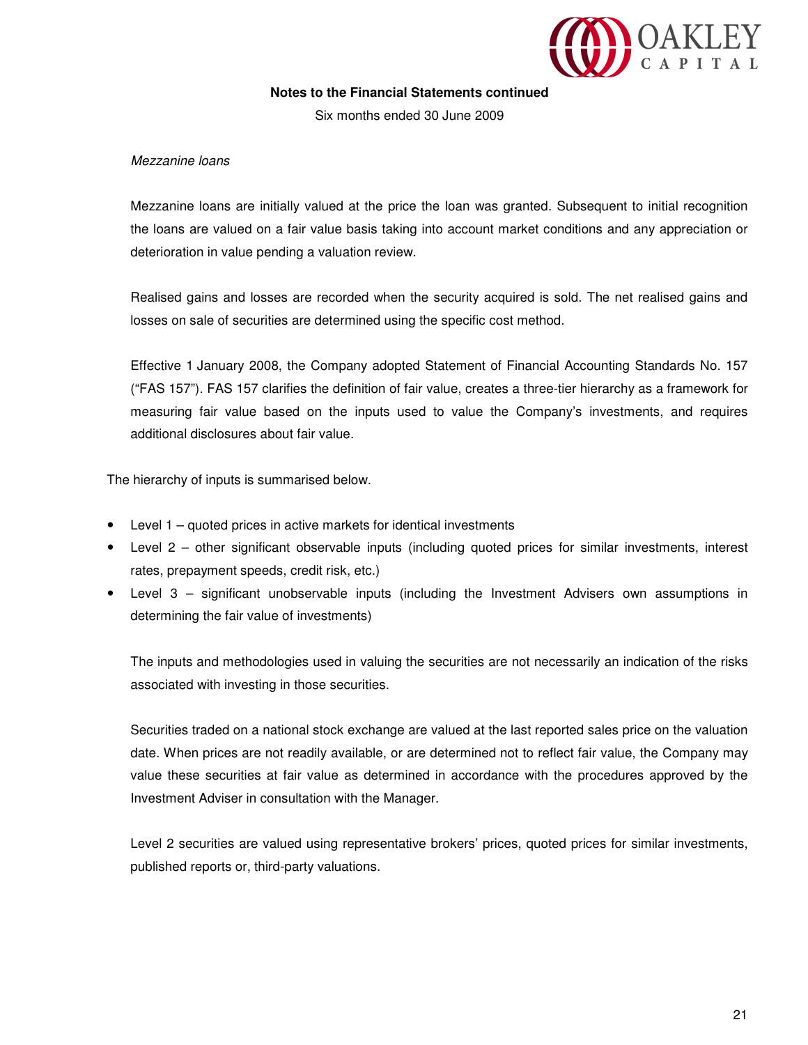*Mezzanine loans*

Mezzanine loans are initially valued at the price the loan was granted. Subsequent to initial recognition the loans are valued on a fair value basis taking into account market conditions and any appreciation or deterioration in value pending a valuation review.

Realised gains and losses are recorded when the security acquired is sold. The net realised gains and losses on sale of securities are determined using the specific cost method.

Effective 1 January 2008, the Company adopted Statement of Financial Accounting Standards No. 157 ("FAS 157"). FAS 157 clarifies the definition of fair value, creates a three-tier hierarchy as a framework for measuring fair value based on the inputs used to value the Company's investments, and requires additional disclosures about fair value.

The hierarchy of inputs is summarised below.

- Level 1 – quoted prices in active markets for identical investments
- Level 2 – other significant observable inputs (including quoted prices for similar investments, interest rates, prepayment speeds, credit risk, etc.)
- Level 3 – significant unobservable inputs (including the Investment Advisers own assumptions in determining the fair value of investments)

The inputs and methodologies used in valuing the securities are not necessarily an indication of the risks associated with investing in those securities.

Securities traded on a national stock exchange are valued at the last reported sales price on the valuation date. When prices are not readily available, or are determined not to reflect fair value, the Company may value these securities at fair value as determined in accordance with the procedures approved by the Investment Adviser in consultation with the Manager.

Level 2 securities are valued using representative brokers' prices, quoted prices for similar investments, published reports or, third-party valuations.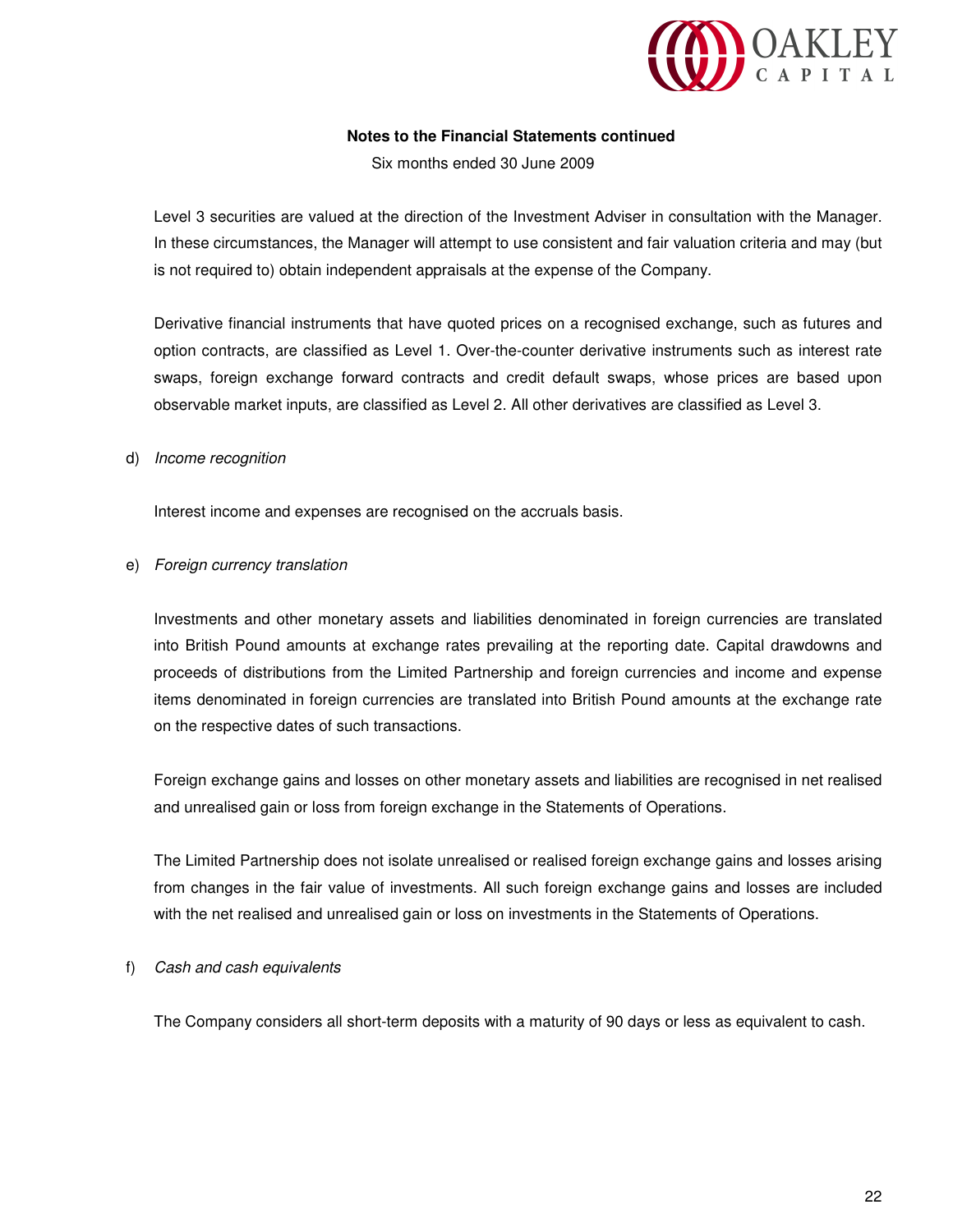**Notes to the Financial Statements continued**

Six months ended 30 June 2009

Level 3 securities are valued at the direction of the Investment Adviser in consultation with the Manager. In these circumstances, the Manager will attempt to use consistent and fair valuation criteria and may (but is not required to) obtain independent appraisals at the expense of the Company.

Derivative financial instruments that have quoted prices on a recognised exchange, such as futures and option contracts, are classified as Level 1. Over-the-counter derivative instruments such as interest rate swaps, foreign exchange forward contracts and credit default swaps, whose prices are based upon observable market inputs, are classified as Level 2. All other derivatives are classified as Level 3.

d) *Income recognition*

Interest income and expenses are recognised on the accruals basis.

e) *Foreign currency translation*

Investments and other monetary assets and liabilities denominated in foreign currencies are translated into British Pound amounts at exchange rates prevailing at the reporting date. Capital drawdowns and proceeds of distributions from the Limited Partnership and foreign currencies and income and expense items denominated in foreign currencies are translated into British Pound amounts at the exchange rate on the respective dates of such transactions.

Foreign exchange gains and losses on other monetary assets and liabilities are recognised in net realised and unrealised gain or loss from foreign exchange in the Statements of Operations.

The Limited Partnership does not isolate unrealised or realised foreign exchange gains and losses arising from changes in the fair value of investments. All such foreign exchange gains and losses are included with the net realised and unrealised gain or loss on investments in the Statements of Operations.

f) *Cash and cash equivalents*

The Company considers all short-term deposits with a maturity of 90 days or less as equivalent to cash.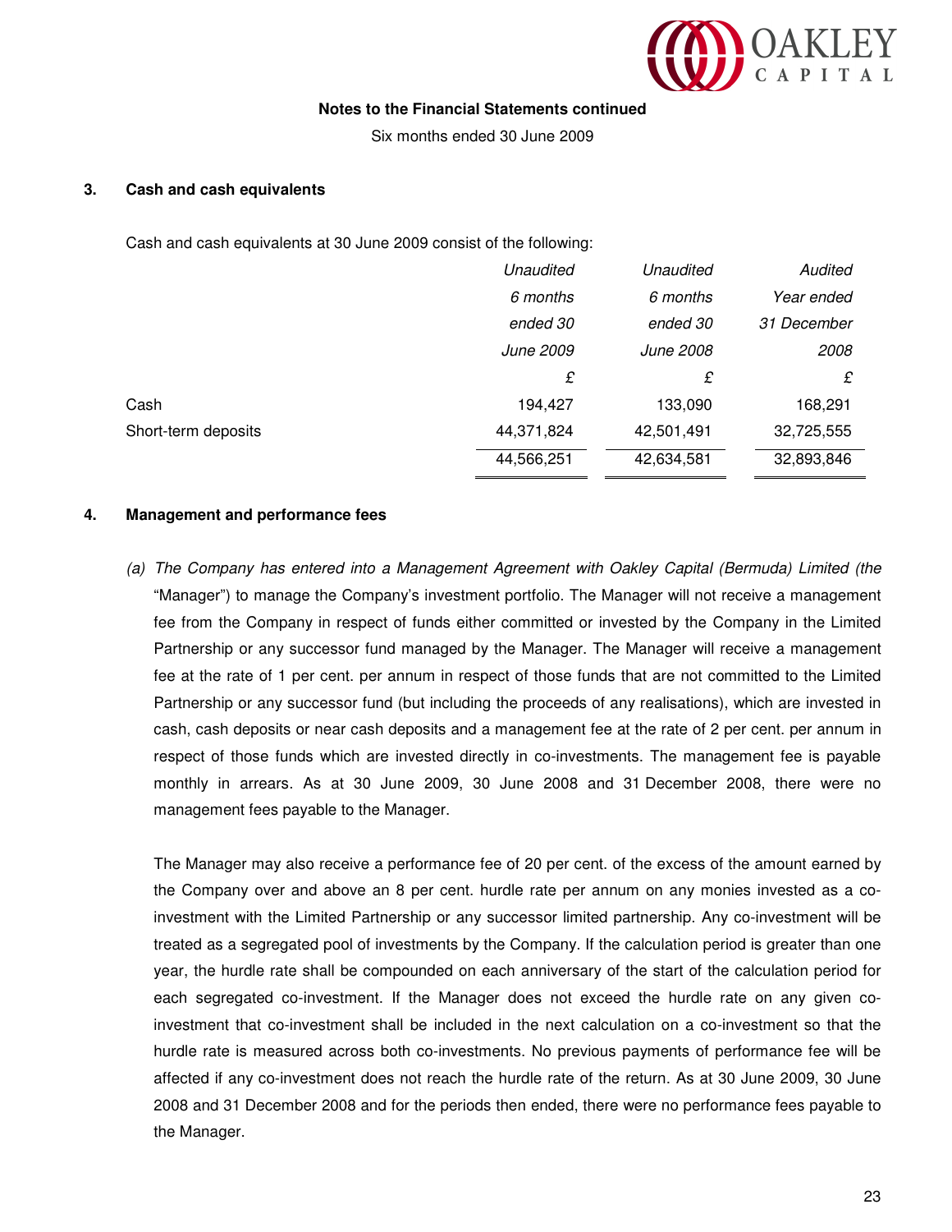**Notes to the Financial Statements continued**

Six months ended 30 June 2009

### 3. Cash and cash equivalents

Cash and cash equivalents at 30 June 2009 consist of the following:

| | *Unaudited 6 months ended 30 June 2009* | *Unaudited 6 months ended 30 June 2008* | *Audited Year ended 31 December 2008* |
|---|---|---|---|
| | £ | £ | £ |
| Cash | 194,427 | 133,090 | 168,291 |
| Short-term deposits | 44,371,824 | 42,501,491 | 32,725,555 |
| | 44,566,251 | 42,634,581 | 32,893,846 |

### 4. Management and performance fees

(a) *The Company has entered into a Management Agreement with Oakley Capital (Bermuda) Limited (the* "Manager") to manage the Company's investment portfolio. The Manager will not receive a management fee from the Company in respect of funds either committed or invested by the Company in the Limited Partnership or any successor fund managed by the Manager. The Manager will receive a management fee at the rate of 1 per cent. per annum in respect of those funds that are not committed to the Limited Partnership or any successor fund (but including the proceeds of any realisations), which are invested in cash, cash deposits or near cash deposits and a management fee at the rate of 2 per cent. per annum in respect of those funds which are invested directly in co-investments. The management fee is payable monthly in arrears. As at 30 June 2009, 30 June 2008 and 31 December 2008, there were no management fees payable to the Manager.

The Manager may also receive a performance fee of 20 per cent. of the excess of the amount earned by the Company over and above an 8 per cent. hurdle rate per annum on any monies invested as a co-investment with the Limited Partnership or any successor limited partnership. Any co-investment will be treated as a segregated pool of investments by the Company. If the calculation period is greater than one year, the hurdle rate shall be compounded on each anniversary of the start of the calculation period for each segregated co-investment. If the Manager does not exceed the hurdle rate on any given co-investment that co-investment shall be included in the next calculation on a co-investment so that the hurdle rate is measured across both co-investments. No previous payments of performance fee will be affected if any co-investment does not reach the hurdle rate of the return. As at 30 June 2009, 30 June 2008 and 31 December 2008 and for the periods then ended, there were no performance fees payable to the Manager.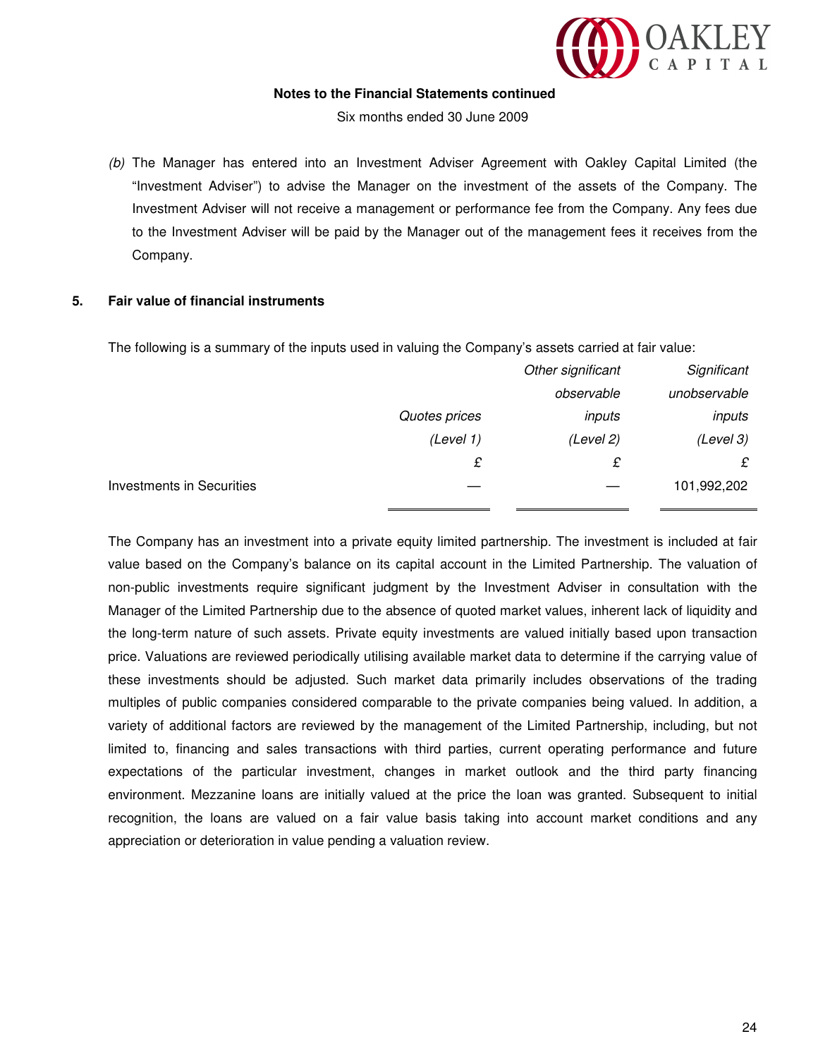**Notes to the Financial Statements continued**

Six months ended 30 June 2009

*(b)* The Manager has entered into an Investment Adviser Agreement with Oakley Capital Limited (the "Investment Adviser") to advise the Manager on the investment of the assets of the Company. The Investment Adviser will not receive a management or performance fee from the Company. Any fees due to the Investment Adviser will be paid by the Manager out of the management fees it receives from the Company.

**5. Fair value of financial instruments**

The following is a summary of the inputs used in valuing the Company's assets carried at fair value:

| | *Quotes prices (Level 1)* | *Other significant observable inputs (Level 2)* | *Significant unobservable inputs (Level 3)* |
|---|---|---|---|
| | £ | £ | £ |
| Investments in Securities | — | — | 101,992,202 |

The Company has an investment into a private equity limited partnership. The investment is included at fair value based on the Company's balance on its capital account in the Limited Partnership. The valuation of non-public investments require significant judgment by the Investment Adviser in consultation with the Manager of the Limited Partnership due to the absence of quoted market values, inherent lack of liquidity and the long-term nature of such assets. Private equity investments are valued initially based upon transaction price. Valuations are reviewed periodically utilising available market data to determine if the carrying value of these investments should be adjusted. Such market data primarily includes observations of the trading multiples of public companies considered comparable to the private companies being valued. In addition, a variety of additional factors are reviewed by the management of the Limited Partnership, including, but not limited to, financing and sales transactions with third parties, current operating performance and future expectations of the particular investment, changes in market outlook and the third party financing environment. Mezzanine loans are initially valued at the price the loan was granted. Subsequent to initial recognition, the loans are valued on a fair value basis taking into account market conditions and any appreciation or deterioration in value pending a valuation review.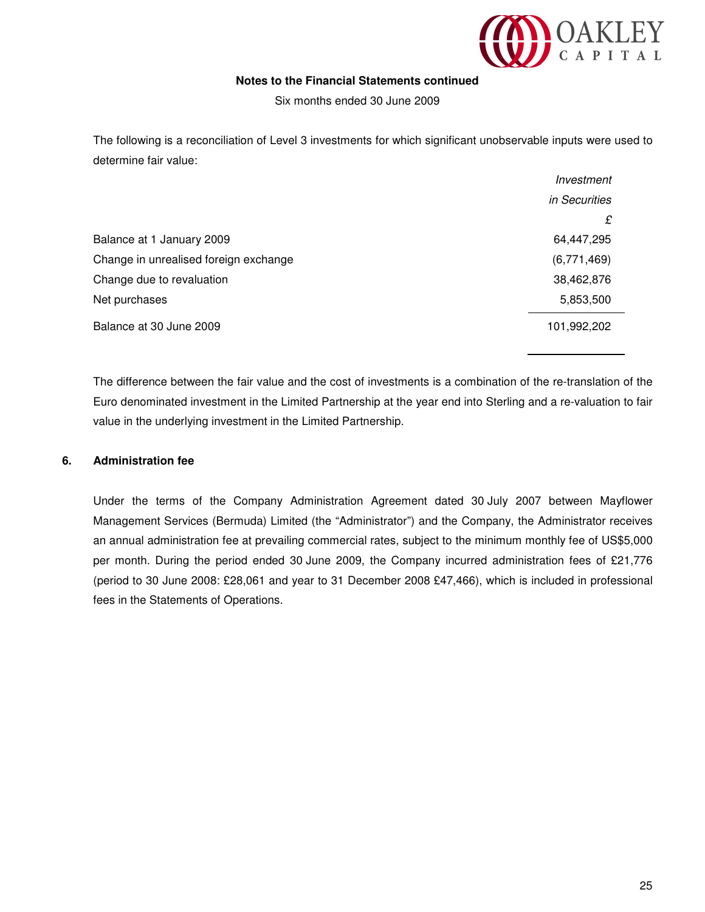**Notes to the Financial Statements continued**

Six months ended 30 June 2009

The following is a reconciliation of Level 3 investments for which significant unobservable inputs were used to determine fair value:

| | *Investment in Securities* |
|---|---|
| | £ |
| Balance at 1 January 2009 | 64,447,295 |
| Change in unrealised foreign exchange | (6,771,469) |
| Change due to revaluation | 38,462,876 |
| Net purchases | 5,853,500 |
| Balance at 30 June 2009 | 101,992,202 |

The difference between the fair value and the cost of investments is a combination of the re-translation of the Euro denominated investment in the Limited Partnership at the year end into Sterling and a re-valuation to fair value in the underlying investment in the Limited Partnership.

### 6. Administration fee

Under the terms of the Company Administration Agreement dated 30 July 2007 between Mayflower Management Services (Bermuda) Limited (the "Administrator") and the Company, the Administrator receives an annual administration fee at prevailing commercial rates, subject to the minimum monthly fee of US$5,000 per month. During the period ended 30 June 2009, the Company incurred administration fees of £21,776 (period to 30 June 2008: £28,061 and year to 31 December 2008 £47,466), which is included in professional fees in the Statements of Operations.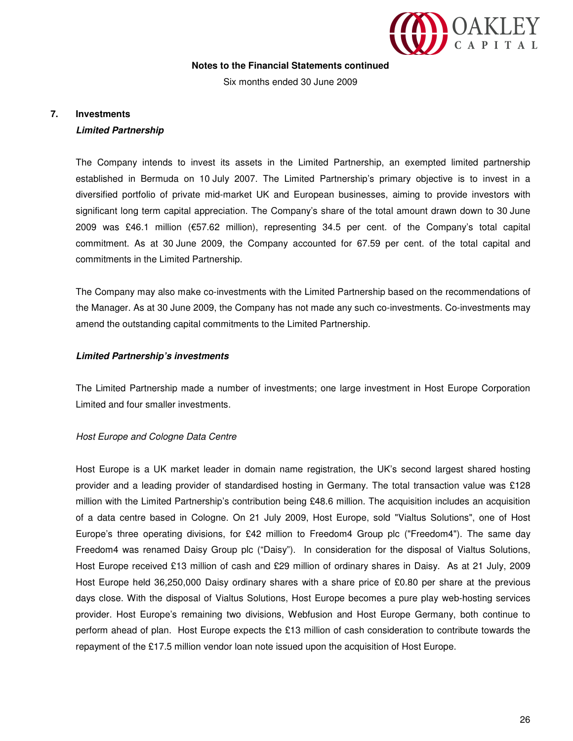**Notes to the Financial Statements continued**

Six months ended 30 June 2009

## 7. Investments

***Limited Partnership***

The Company intends to invest its assets in the Limited Partnership, an exempted limited partnership established in Bermuda on 10 July 2007. The Limited Partnership's primary objective is to invest in a diversified portfolio of private mid-market UK and European businesses, aiming to provide investors with significant long term capital appreciation. The Company's share of the total amount drawn down to 30 June 2009 was £46.1 million (€57.62 million), representing 34.5 per cent. of the Company's total capital commitment. As at 30 June 2009, the Company accounted for 67.59 per cent. of the total capital and commitments in the Limited Partnership.

The Company may also make co-investments with the Limited Partnership based on the recommendations of the Manager. As at 30 June 2009, the Company has not made any such co-investments. Co-investments may amend the outstanding capital commitments to the Limited Partnership.

***Limited Partnership's investments***

The Limited Partnership made a number of investments; one large investment in Host Europe Corporation Limited and four smaller investments.

*Host Europe and Cologne Data Centre*

Host Europe is a UK market leader in domain name registration, the UK's second largest shared hosting provider and a leading provider of standardised hosting in Germany. The total transaction value was £128 million with the Limited Partnership's contribution being £48.6 million. The acquisition includes an acquisition of a data centre based in Cologne. On 21 July 2009, Host Europe, sold "Vialtus Solutions", one of Host Europe's three operating divisions, for £42 million to Freedom4 Group plc ("Freedom4"). The same day Freedom4 was renamed Daisy Group plc ("Daisy"). In consideration for the disposal of Vialtus Solutions, Host Europe received £13 million of cash and £29 million of ordinary shares in Daisy. As at 21 July, 2009 Host Europe held 36,250,000 Daisy ordinary shares with a share price of £0.80 per share at the previous days close. With the disposal of Vialtus Solutions, Host Europe becomes a pure play web-hosting services provider. Host Europe's remaining two divisions, Webfusion and Host Europe Germany, both continue to perform ahead of plan. Host Europe expects the £13 million of cash consideration to contribute towards the repayment of the £17.5 million vendor loan note issued upon the acquisition of Host Europe.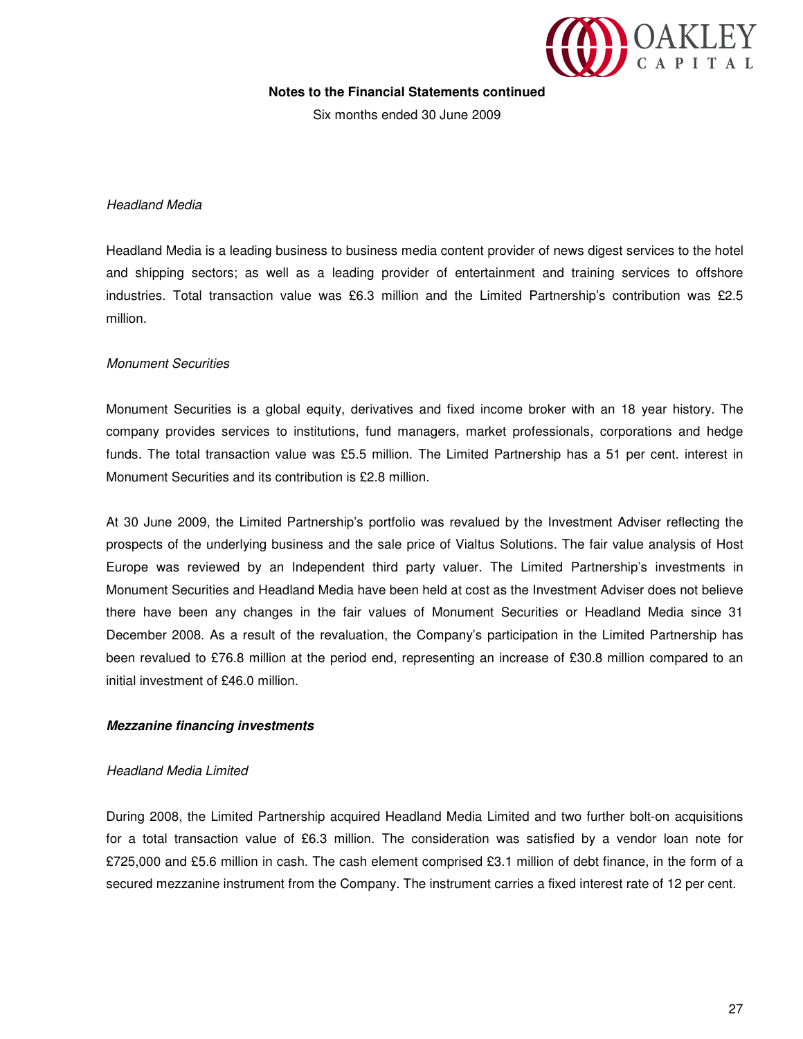*Headland Media*

Headland Media is a leading business to business media content provider of news digest services to the hotel and shipping sectors; as well as a leading provider of entertainment and training services to offshore industries. Total transaction value was £6.3 million and the Limited Partnership's contribution was £2.5 million.

*Monument Securities*

Monument Securities is a global equity, derivatives and fixed income broker with an 18 year history. The company provides services to institutions, fund managers, market professionals, corporations and hedge funds. The total transaction value was £5.5 million. The Limited Partnership has a 51 per cent. interest in Monument Securities and its contribution is £2.8 million.

At 30 June 2009, the Limited Partnership's portfolio was revalued by the Investment Adviser reflecting the prospects of the underlying business and the sale price of Vialtus Solutions. The fair value analysis of Host Europe was reviewed by an Independent third party valuer. The Limited Partnership's investments in Monument Securities and Headland Media have been held at cost as the Investment Adviser does not believe there have been any changes in the fair values of Monument Securities or Headland Media since 31 December 2008. As a result of the revaluation, the Company's participation in the Limited Partnership has been revalued to £76.8 million at the period end, representing an increase of £30.8 million compared to an initial investment of £46.0 million.

***Mezzanine financing investments***

*Headland Media Limited*

During 2008, the Limited Partnership acquired Headland Media Limited and two further bolt-on acquisitions for a total transaction value of £6.3 million. The consideration was satisfied by a vendor loan note for £725,000 and £5.6 million in cash. The cash element comprised £3.1 million of debt finance, in the form of a secured mezzanine instrument from the Company. The instrument carries a fixed interest rate of 12 per cent.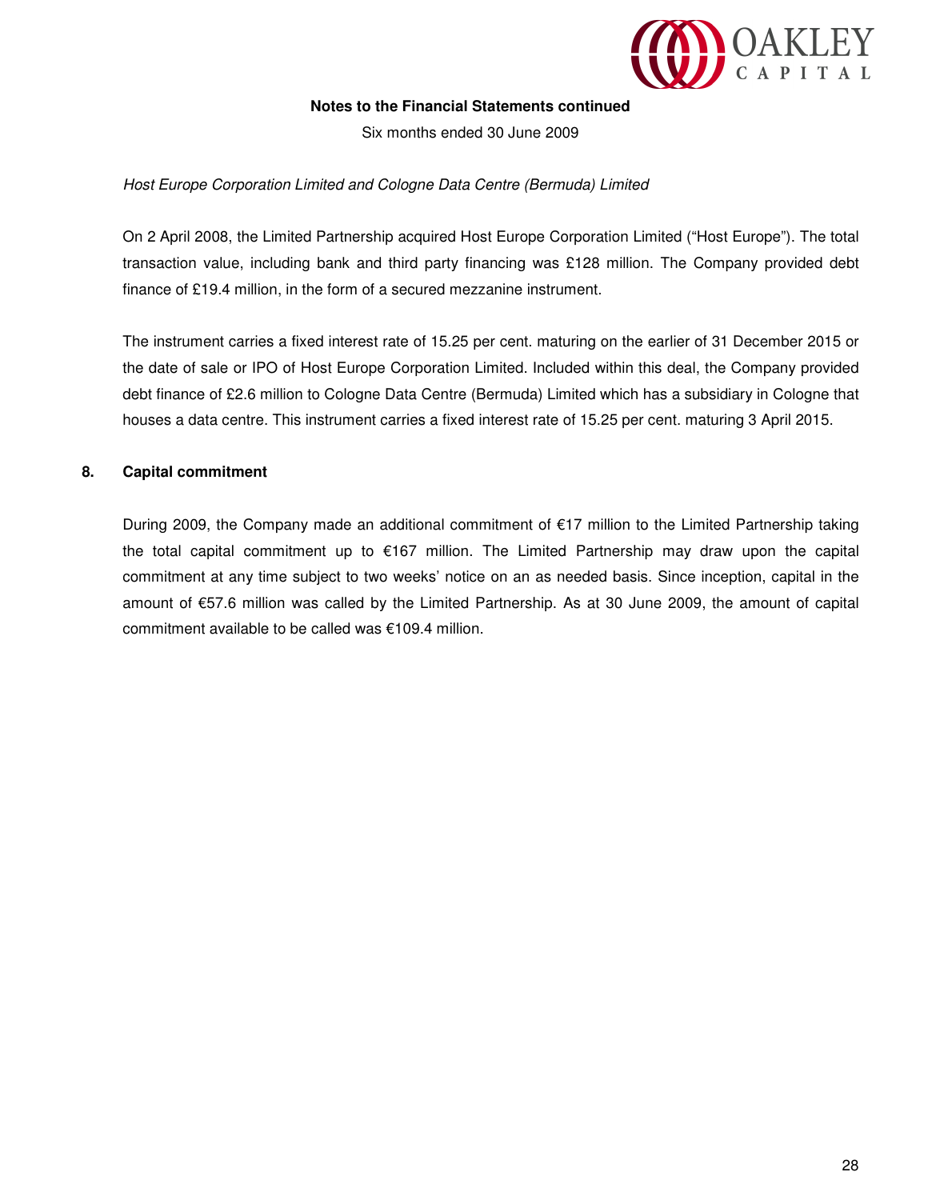**Notes to the Financial Statements continued**

Six months ended 30 June 2009

*Host Europe Corporation Limited and Cologne Data Centre (Bermuda) Limited*

On 2 April 2008, the Limited Partnership acquired Host Europe Corporation Limited ("Host Europe"). The total transaction value, including bank and third party financing was £128 million. The Company provided debt finance of £19.4 million, in the form of a secured mezzanine instrument.

The instrument carries a fixed interest rate of 15.25 per cent. maturing on the earlier of 31 December 2015 or the date of sale or IPO of Host Europe Corporation Limited. Included within this deal, the Company provided debt finance of £2.6 million to Cologne Data Centre (Bermuda) Limited which has a subsidiary in Cologne that houses a data centre. This instrument carries a fixed interest rate of 15.25 per cent. maturing 3 April 2015.

## 8. Capital commitment

During 2009, the Company made an additional commitment of €17 million to the Limited Partnership taking the total capital commitment up to €167 million. The Limited Partnership may draw upon the capital commitment at any time subject to two weeks' notice on an as needed basis. Since inception, capital in the amount of €57.6 million was called by the Limited Partnership. As at 30 June 2009, the amount of capital commitment available to be called was €109.4 million.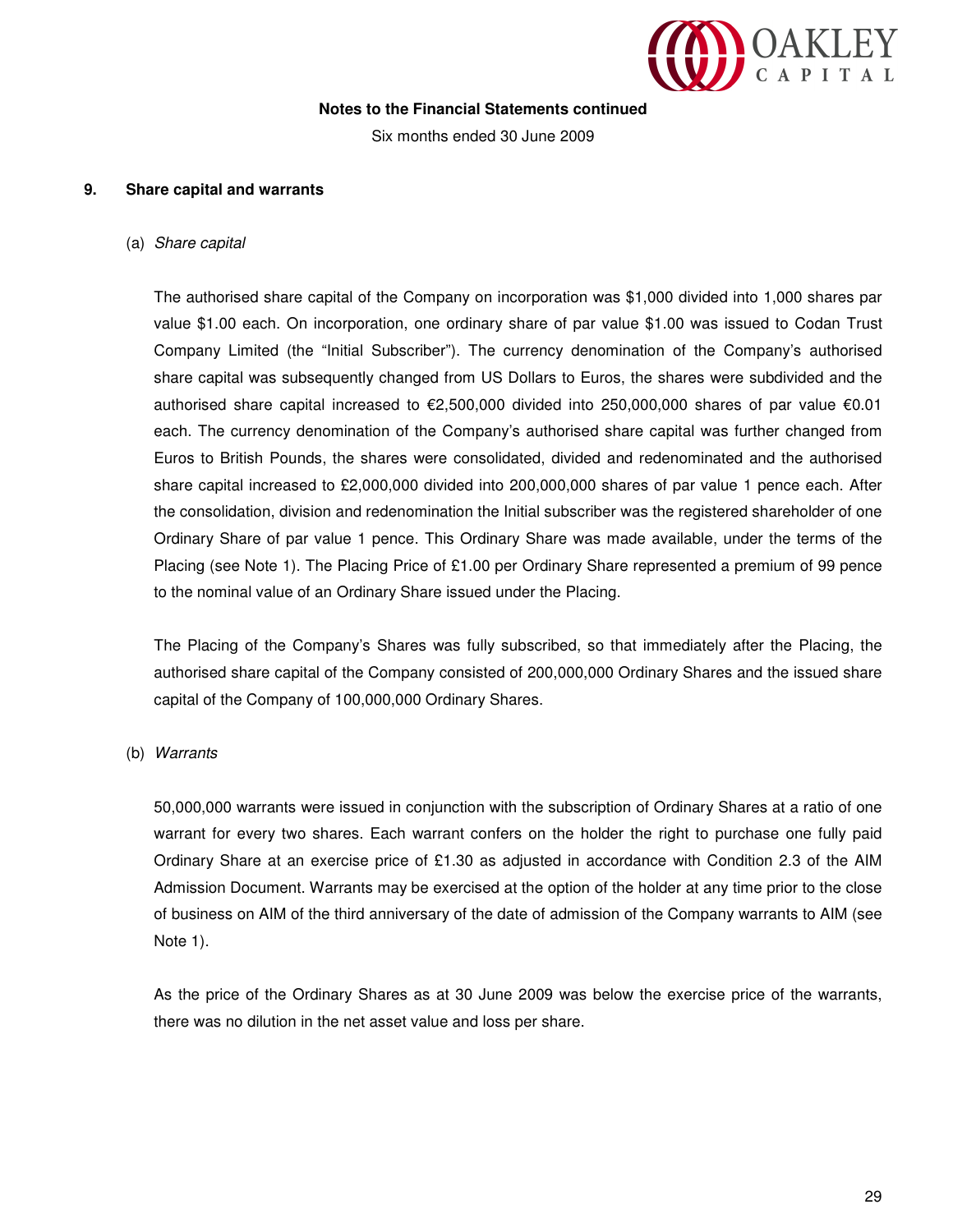**Notes to the Financial Statements continued**

Six months ended 30 June 2009

## 9. Share capital and warrants

### (a) *Share capital*

The authorised share capital of the Company on incorporation was $1,000 divided into 1,000 shares par value $1.00 each. On incorporation, one ordinary share of par value $1.00 was issued to Codan Trust Company Limited (the "Initial Subscriber"). The currency denomination of the Company's authorised share capital was subsequently changed from US Dollars to Euros, the shares were subdivided and the authorised share capital increased to €2,500,000 divided into 250,000,000 shares of par value €0.01 each. The currency denomination of the Company's authorised share capital was further changed from Euros to British Pounds, the shares were consolidated, divided and redenominated and the authorised share capital increased to £2,000,000 divided into 200,000,000 shares of par value 1 pence each. After the consolidation, division and redenomination the Initial subscriber was the registered shareholder of one Ordinary Share of par value 1 pence. This Ordinary Share was made available, under the terms of the Placing (see Note 1). The Placing Price of £1.00 per Ordinary Share represented a premium of 99 pence to the nominal value of an Ordinary Share issued under the Placing.

The Placing of the Company's Shares was fully subscribed, so that immediately after the Placing, the authorised share capital of the Company consisted of 200,000,000 Ordinary Shares and the issued share capital of the Company of 100,000,000 Ordinary Shares.

### (b) *Warrants*

50,000,000 warrants were issued in conjunction with the subscription of Ordinary Shares at a ratio of one warrant for every two shares. Each warrant confers on the holder the right to purchase one fully paid Ordinary Share at an exercise price of £1.30 as adjusted in accordance with Condition 2.3 of the AIM Admission Document. Warrants may be exercised at the option of the holder at any time prior to the close of business on AIM of the third anniversary of the date of admission of the Company warrants to AIM (see Note 1).

As the price of the Ordinary Shares as at 30 June 2009 was below the exercise price of the warrants, there was no dilution in the net asset value and loss per share.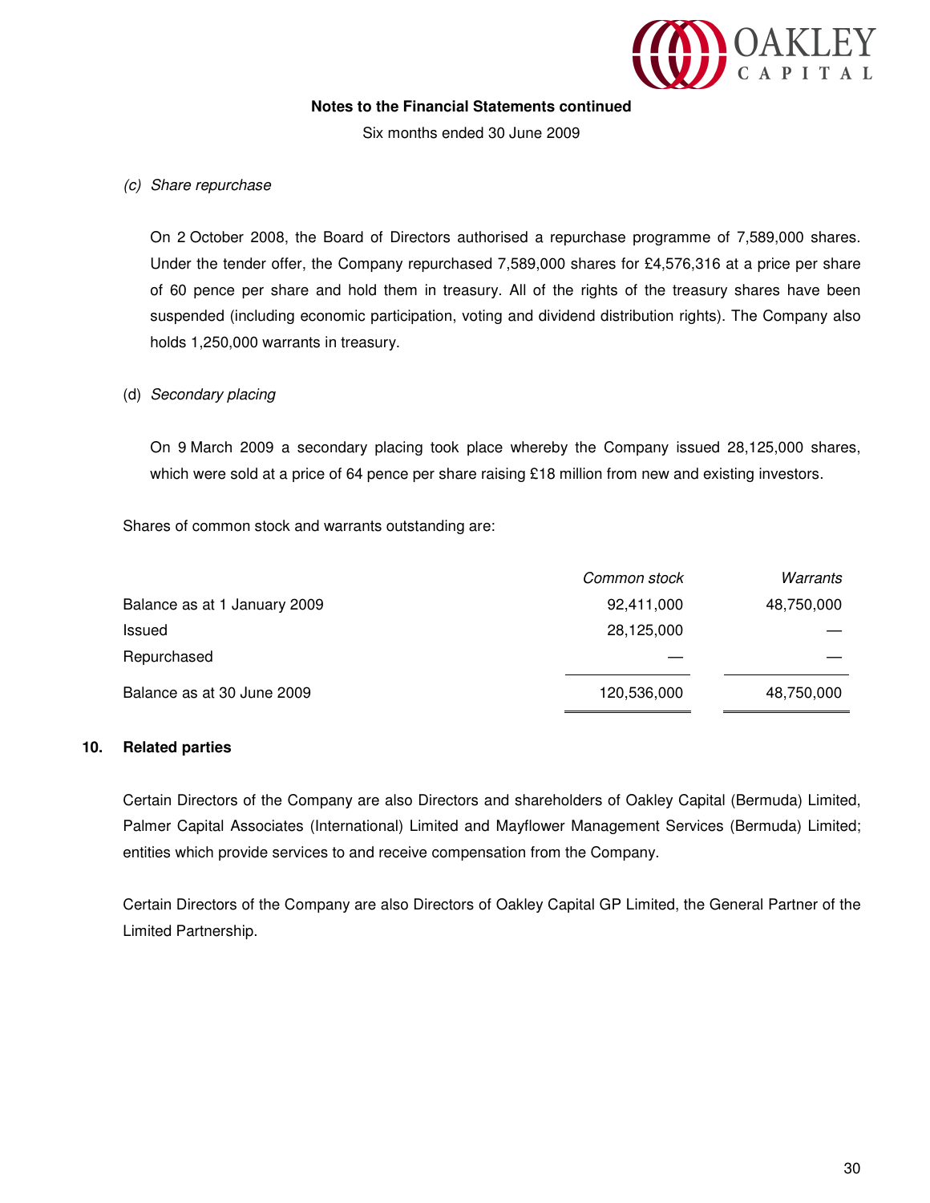**Notes to the Financial Statements continued**

Six months ended 30 June 2009

*(c) Share repurchase*

On 2 October 2008, the Board of Directors authorised a repurchase programme of 7,589,000 shares. Under the tender offer, the Company repurchased 7,589,000 shares for £4,576,316 at a price per share of 60 pence per share and hold them in treasury. All of the rights of the treasury shares have been suspended (including economic participation, voting and dividend distribution rights). The Company also holds 1,250,000 warrants in treasury.

(d) *Secondary placing*

On 9 March 2009 a secondary placing took place whereby the Company issued 28,125,000 shares, which were sold at a price of 64 pence per share raising £18 million from new and existing investors.

Shares of common stock and warrants outstanding are:

| | *Common stock* | *Warrants* |
|---|---|---|
| Balance as at 1 January 2009 | 92,411,000 | 48,750,000 |
| Issued | 28,125,000 | — |
| Repurchased | — | — |
| Balance as at 30 June 2009 | 120,536,000 | 48,750,000 |

## 10. Related parties

Certain Directors of the Company are also Directors and shareholders of Oakley Capital (Bermuda) Limited, Palmer Capital Associates (International) Limited and Mayflower Management Services (Bermuda) Limited; entities which provide services to and receive compensation from the Company.

Certain Directors of the Company are also Directors of Oakley Capital GP Limited, the General Partner of the Limited Partnership.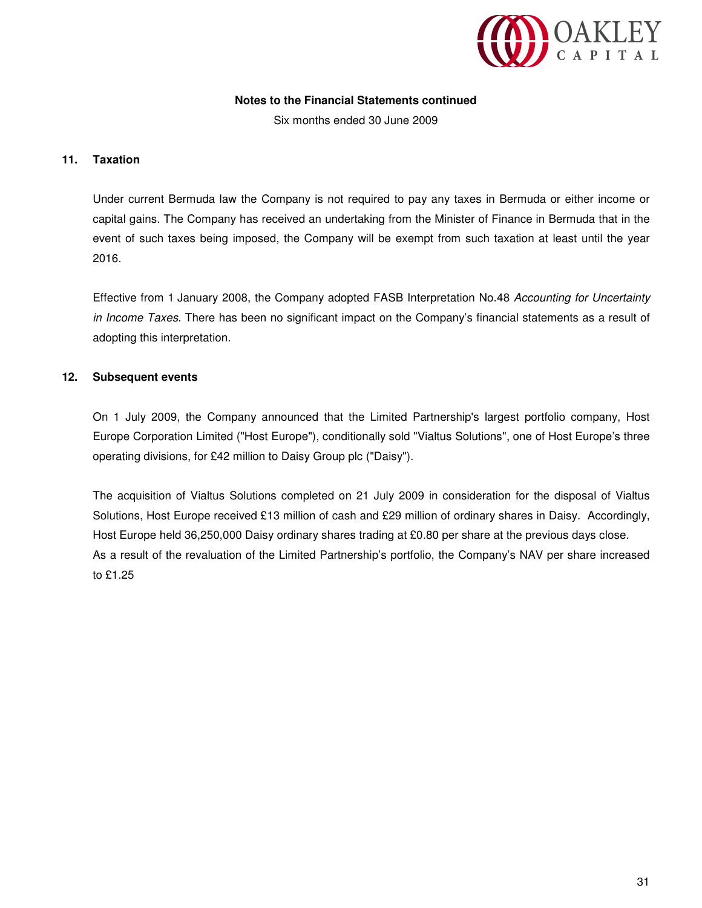**Notes to the Financial Statements continued**

Six months ended 30 June 2009

**11. Taxation**

Under current Bermuda law the Company is not required to pay any taxes in Bermuda or either income or capital gains. The Company has received an undertaking from the Minister of Finance in Bermuda that in the event of such taxes being imposed, the Company will be exempt from such taxation at least until the year 2016.

Effective from 1 January 2008, the Company adopted FASB Interpretation No.48 *Accounting for Uncertainty in Income Taxes*. There has been no significant impact on the Company's financial statements as a result of adopting this interpretation.

**12. Subsequent events**

On 1 July 2009, the Company announced that the Limited Partnership's largest portfolio company, Host Europe Corporation Limited ("Host Europe"), conditionally sold "Vialtus Solutions", one of Host Europe's three operating divisions, for £42 million to Daisy Group plc ("Daisy").

The acquisition of Vialtus Solutions completed on 21 July 2009 in consideration for the disposal of Vialtus Solutions, Host Europe received £13 million of cash and £29 million of ordinary shares in Daisy. Accordingly, Host Europe held 36,250,000 Daisy ordinary shares trading at £0.80 per share at the previous days close.
As a result of the revaluation of the Limited Partnership's portfolio, the Company's NAV per share increased to £1.25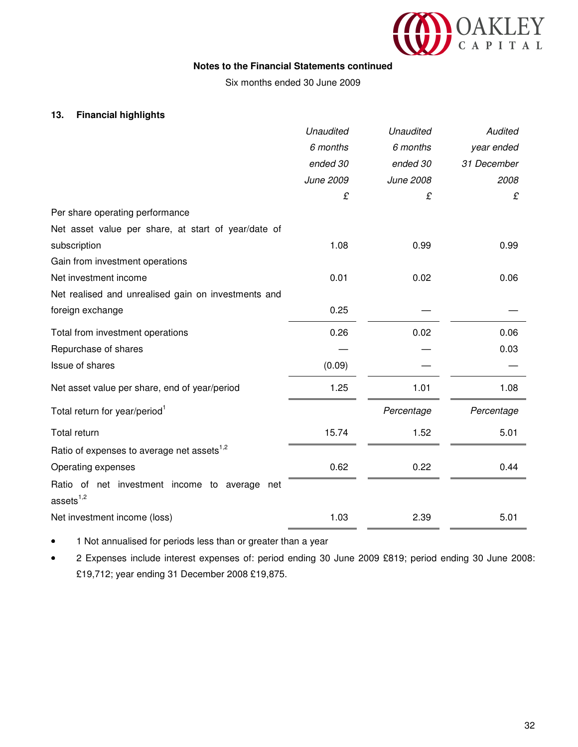**Notes to the Financial Statements continued**

Six months ended 30 June 2009

### 13. Financial highlights

| | *Unaudited 6 months ended 30 June 2009* | *Unaudited 6 months ended 30 June 2008* | *Audited year ended 31 December 2008* |
|---|---|---|---|
| | £ | £ | £ |
| Per share operating performance | | | |
| Net asset value per share, at start of year/date of subscription | 1.08 | 0.99 | 0.99 |
| Gain from investment operations | | | |
| Net investment income | 0.01 | 0.02 | 0.06 |
| Net realised and unrealised gain on investments and foreign exchange | 0.25 | — | — |
| Total from investment operations | 0.26 | 0.02 | 0.06 |
| Repurchase of shares | — | — | 0.03 |
| Issue of shares | (0.09) | — | — |
| Net asset value per share, end of year/period | 1.25 | 1.01 | 1.08 |
| Total return for year/period[1] | | *Percentage* | *Percentage* |
| Total return | 15.74 | 1.52 | 5.01 |
| Ratio of expenses to average net assets[1,2] | | | |
| Operating expenses | 0.62 | 0.22 | 0.44 |
| Ratio of net investment income to average net assets[1,2] | | | |
| Net investment income (loss) | 1.03 | 2.39 | 5.01 |

- 1 Not annualised for periods less than or greater than a year
- 2 Expenses include interest expenses of: period ending 30 June 2009 £819; period ending 30 June 2008: £19,712; year ending 31 December 2008 £19,875.